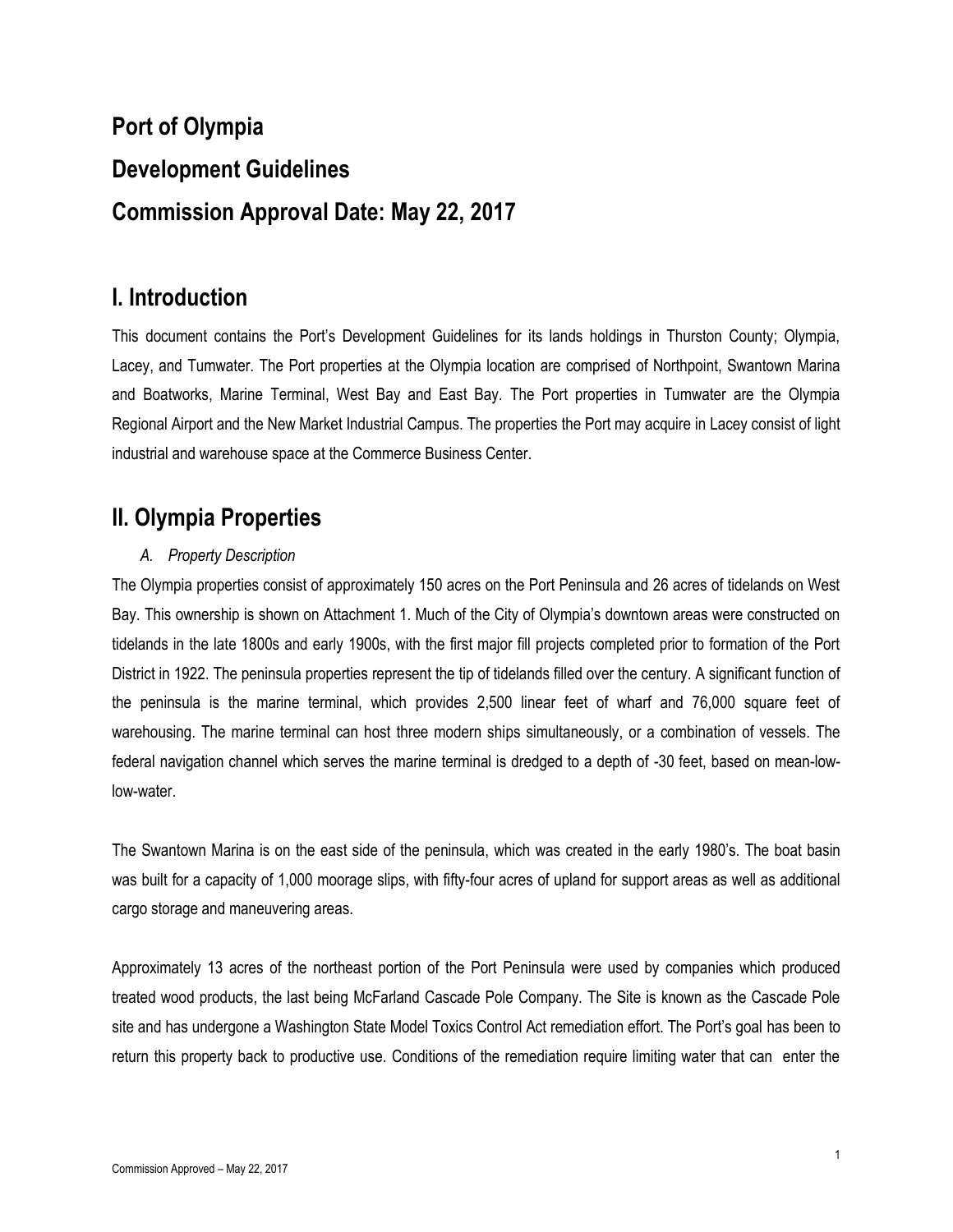# Port of Olympia

# Development Guidelines

# Commission Approval Date: May 22, 2017

## I. Introduction

This document contains the Port's Development Guidelines for its lands holdings in Thurston County; Olympia, Lacey, and Tumwater. The Port properties at the Olympia location are comprised of Northpoint, Swantown Marina and Boatworks, Marine Terminal, West Bay and East Bay. The Port properties in Tumwater are the Olympia Regional Airport and the New Market Industrial Campus. The properties the Port may acquire in Lacey consist of light industrial and warehouse space at the Commerce Business Center.

## II. Olympia Properties

### *A. Property Description*

The Olympia properties consist of approximately 150 acres on the Port Peninsula and 26 acres of tidelands on West Bay. This ownership is shown on Attachment 1. Much of the City of Olympia's downtown areas were constructed on tidelands in the late 1800s and early 1900s, with the first major fill projects completed prior to formation of the Port District in 1922. The peninsula properties represent the tip of tidelands filled over the century. A significant function of the peninsula is the marine terminal, which provides 2,500 linear feet of wharf and 76,000 square feet of warehousing. The marine terminal can host three modern ships simultaneously, or a combination of vessels. The federal navigation channel which serves the marine terminal is dredged to a depth of -30 feet, based on mean-low-low-water.

The Swantown Marina is on the east side of the peninsula, which was created in the early 1980's. The boat basin was built for a capacity of 1,000 moorage slips, with fifty-four acres of upland for support areas as well as additional cargo storage and maneuvering areas.

Approximately 13 acres of the northeast portion of the Port Peninsula were used by companies which produced treated wood products, the last being McFarland Cascade Pole Company. The Site is known as the Cascade Pole site and has undergone a Washington State Model Toxics Control Act remediation effort. The Port's goal has been to return this property back to productive use. Conditions of the remediation require limiting water that can enter the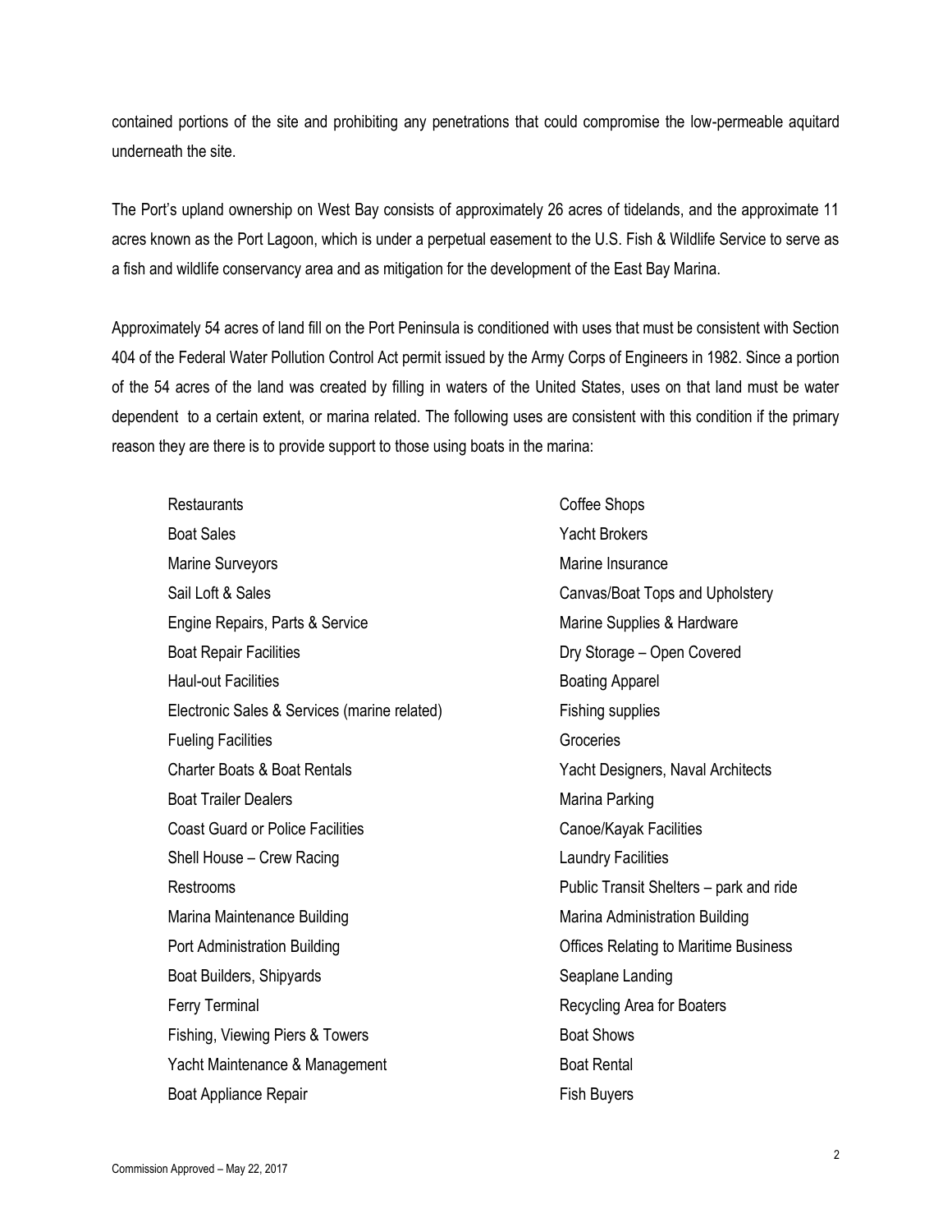contained portions of the site and prohibiting any penetrations that could compromise the low-permeable aquitard underneath the site.

The Port's upland ownership on West Bay consists of approximately 26 acres of tidelands, and the approximate 11 acres known as the Port Lagoon, which is under a perpetual easement to the U.S. Fish & Wildlife Service to serve as a fish and wildlife conservancy area and as mitigation for the development of the East Bay Marina.

Approximately 54 acres of land fill on the Port Peninsula is conditioned with uses that must be consistent with Section 404 of the Federal Water Pollution Control Act permit issued by the Army Corps of Engineers in 1982. Since a portion of the 54 acres of the land was created by filling in waters of the United States, uses on that land must be water dependent to a certain extent, or marina related. The following uses are consistent with this condition if the primary reason they are there is to provide support to those using boats in the marina:

- Restaurants
- Coffee Shops
- Boat Sales
- Yacht Brokers
- Marine Surveyors
- Marine Insurance
- Sail Loft & Sales
- Canvas/Boat Tops and Upholstery
- Engine Repairs, Parts & Service
- Marine Supplies & Hardware
- Boat Repair Facilities
- Dry Storage – Open Covered
- Haul-out Facilities
- Boating Apparel
- Electronic Sales & Services (marine related)
- Fishing supplies
- Fueling Facilities
- Groceries
- Charter Boats & Boat Rentals
- Yacht Designers, Naval Architects
- Boat Trailer Dealers
- Marina Parking
- Coast Guard or Police Facilities
- Canoe/Kayak Facilities
- Shell House – Crew Racing
- Laundry Facilities
- Restrooms
- Public Transit Shelters – park and ride
- Marina Maintenance Building
- Marina Administration Building
- Port Administration Building
- Offices Relating to Maritime Business
- Boat Builders, Shipyards
- Seaplane Landing
- Ferry Terminal
- Recycling Area for Boaters
- Fishing, Viewing Piers & Towers
- Boat Shows
- Yacht Maintenance & Management
- Boat Rental
- Boat Appliance Repair
- Fish Buyers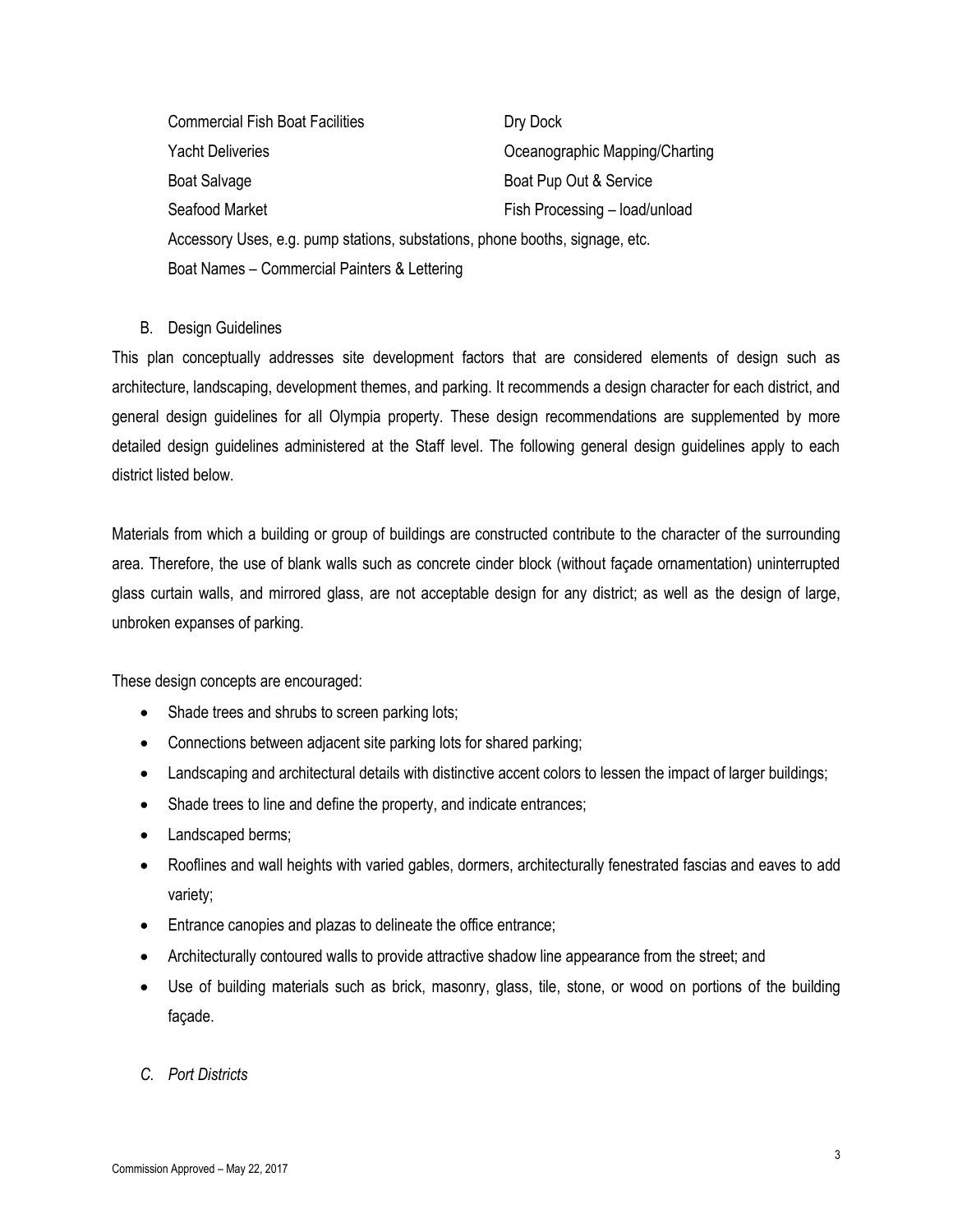| | |
|---|---|
| Commercial Fish Boat Facilities | Dry Dock |
| Yacht Deliveries | Oceanographic Mapping/Charting |
| Boat Salvage | Boat Pup Out & Service |
| Seafood Market | Fish Processing – load/unload |

Accessory Uses, e.g. pump stations, substations, phone booths, signage, etc.

Boat Names – Commercial Painters & Lettering

B. Design Guidelines

This plan conceptually addresses site development factors that are considered elements of design such as architecture, landscaping, development themes, and parking. It recommends a design character for each district, and general design guidelines for all Olympia property. These design recommendations are supplemented by more detailed design guidelines administered at the Staff level. The following general design guidelines apply to each district listed below.

Materials from which a building or group of buildings are constructed contribute to the character of the surrounding area. Therefore, the use of blank walls such as concrete cinder block (without façade ornamentation) uninterrupted glass curtain walls, and mirrored glass, are not acceptable design for any district; as well as the design of large, unbroken expanses of parking.

These design concepts are encouraged:

- Shade trees and shrubs to screen parking lots;
- Connections between adjacent site parking lots for shared parking;
- Landscaping and architectural details with distinctive accent colors to lessen the impact of larger buildings;
- Shade trees to line and define the property, and indicate entrances;
- Landscaped berms;
- Rooflines and wall heights with varied gables, dormers, architecturally fenestrated fascias and eaves to add variety;
- Entrance canopies and plazas to delineate the office entrance;
- Architecturally contoured walls to provide attractive shadow line appearance from the street; and
- Use of building materials such as brick, masonry, glass, tile, stone, or wood on portions of the building façade.

*C. Port Districts*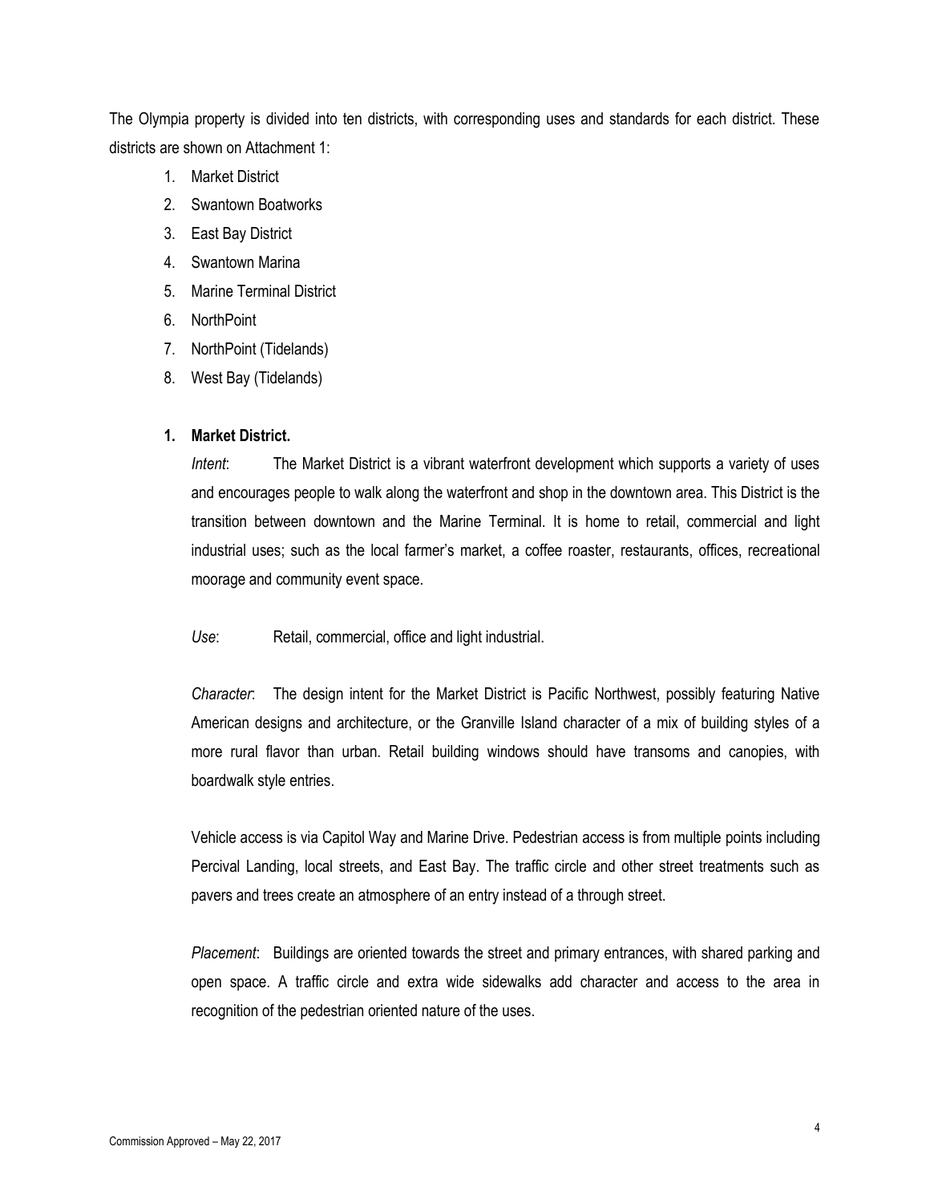The Olympia property is divided into ten districts, with corresponding uses and standards for each district. These districts are shown on Attachment 1:

1. Market District
2. Swantown Boatworks
3. East Bay District
4. Swantown Marina
5. Marine Terminal District
6. NorthPoint
7. NorthPoint (Tidelands)
8. West Bay (Tidelands)

### 1. Market District.

*Intent*: The Market District is a vibrant waterfront development which supports a variety of uses and encourages people to walk along the waterfront and shop in the downtown area. This District is the transition between downtown and the Marine Terminal. It is home to retail, commercial and light industrial uses; such as the local farmer's market, a coffee roaster, restaurants, offices, recreational moorage and community event space.

*Use*: Retail, commercial, office and light industrial.

*Character*: The design intent for the Market District is Pacific Northwest, possibly featuring Native American designs and architecture, or the Granville Island character of a mix of building styles of a more rural flavor than urban. Retail building windows should have transoms and canopies, with boardwalk style entries.

Vehicle access is via Capitol Way and Marine Drive. Pedestrian access is from multiple points including Percival Landing, local streets, and East Bay. The traffic circle and other street treatments such as pavers and trees create an atmosphere of an entry instead of a through street.

*Placement*: Buildings are oriented towards the street and primary entrances, with shared parking and open space. A traffic circle and extra wide sidewalks add character and access to the area in recognition of the pedestrian oriented nature of the uses.

Commission Approved – May 22, 2017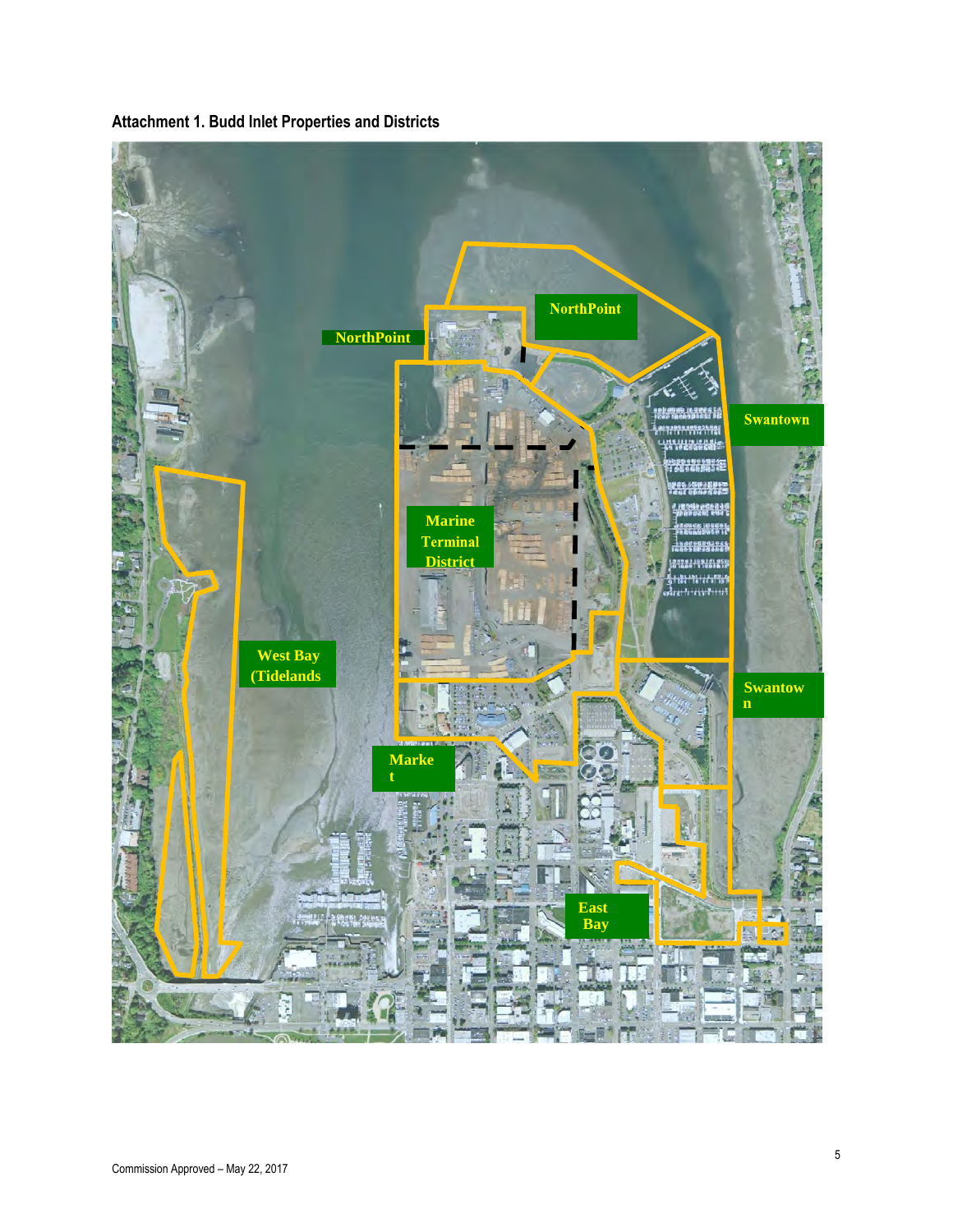**Attachment 1. Budd Inlet Properties and Districts**

NorthPoint

NorthPoint

Swantown

Marine Terminal District

West Bay (Tidelands

Swantown

Market

East Bay

Commission Approved – May 22, 2017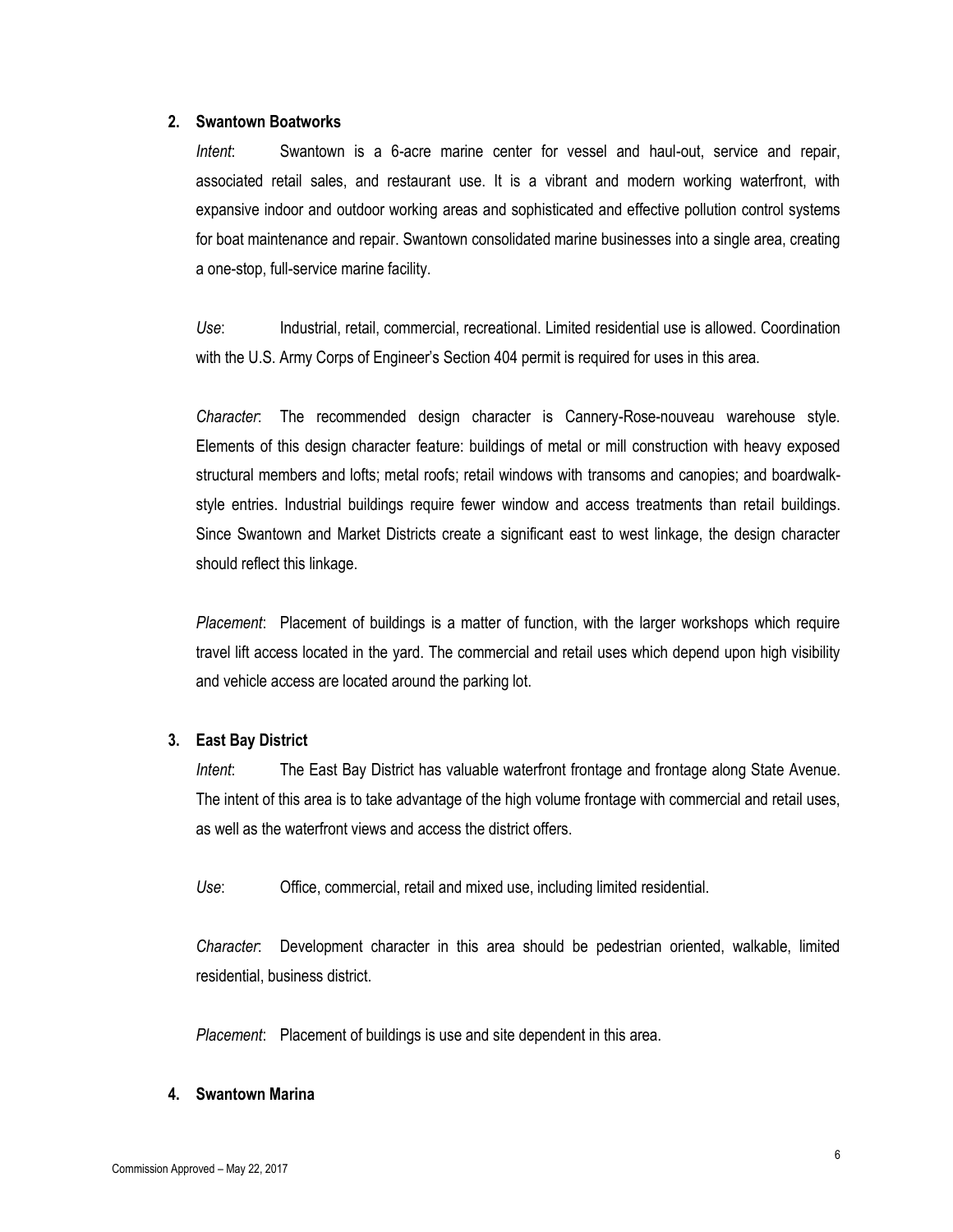**2. Swantown Boatworks**

*Intent*: Swantown is a 6-acre marine center for vessel and haul-out, service and repair, associated retail sales, and restaurant use. It is a vibrant and modern working waterfront, with expansive indoor and outdoor working areas and sophisticated and effective pollution control systems for boat maintenance and repair. Swantown consolidated marine businesses into a single area, creating a one-stop, full-service marine facility.

*Use*: Industrial, retail, commercial, recreational. Limited residential use is allowed. Coordination with the U.S. Army Corps of Engineer's Section 404 permit is required for uses in this area.

*Character*: The recommended design character is Cannery-Rose-nouveau warehouse style. Elements of this design character feature: buildings of metal or mill construction with heavy exposed structural members and lofts; metal roofs; retail windows with transoms and canopies; and boardwalk-style entries. Industrial buildings require fewer window and access treatments than retail buildings. Since Swantown and Market Districts create a significant east to west linkage, the design character should reflect this linkage.

*Placement*: Placement of buildings is a matter of function, with the larger workshops which require travel lift access located in the yard. The commercial and retail uses which depend upon high visibility and vehicle access are located around the parking lot.

**3. East Bay District**

*Intent*: The East Bay District has valuable waterfront frontage and frontage along State Avenue. The intent of this area is to take advantage of the high volume frontage with commercial and retail uses, as well as the waterfront views and access the district offers.

*Use*: Office, commercial, retail and mixed use, including limited residential.

*Character*: Development character in this area should be pedestrian oriented, walkable, limited residential, business district.

*Placement*: Placement of buildings is use and site dependent in this area.

**4. Swantown Marina**

Commission Approved – May 22, 2017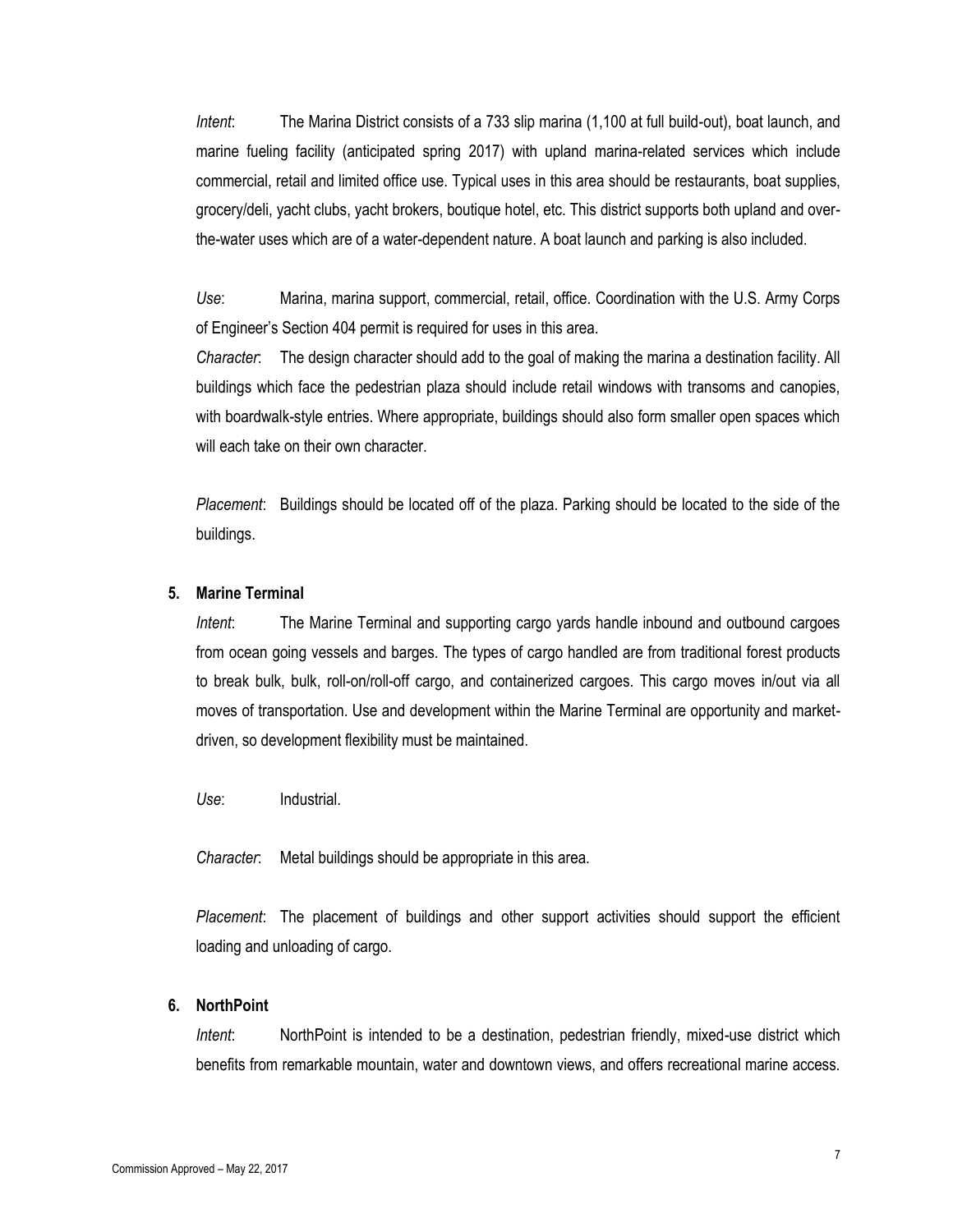*Intent*: The Marina District consists of a 733 slip marina (1,100 at full build-out), boat launch, and marine fueling facility (anticipated spring 2017) with upland marina-related services which include commercial, retail and limited office use. Typical uses in this area should be restaurants, boat supplies, grocery/deli, yacht clubs, yacht brokers, boutique hotel, etc. This district supports both upland and over-the-water uses which are of a water-dependent nature. A boat launch and parking is also included.

*Use*: Marina, marina support, commercial, retail, office. Coordination with the U.S. Army Corps of Engineer's Section 404 permit is required for uses in this area.

*Character*: The design character should add to the goal of making the marina a destination facility. All buildings which face the pedestrian plaza should include retail windows with transoms and canopies, with boardwalk-style entries. Where appropriate, buildings should also form smaller open spaces which will each take on their own character.

*Placement*: Buildings should be located off of the plaza. Parking should be located to the side of the buildings.

**5. Marine Terminal**

*Intent*: The Marine Terminal and supporting cargo yards handle inbound and outbound cargoes from ocean going vessels and barges. The types of cargo handled are from traditional forest products to break bulk, bulk, roll-on/roll-off cargo, and containerized cargoes. This cargo moves in/out via all moves of transportation. Use and development within the Marine Terminal are opportunity and market-driven, so development flexibility must be maintained.

*Use*: Industrial.

*Character*: Metal buildings should be appropriate in this area.

*Placement*: The placement of buildings and other support activities should support the efficient loading and unloading of cargo.

**6. NorthPoint**

*Intent*: NorthPoint is intended to be a destination, pedestrian friendly, mixed-use district which benefits from remarkable mountain, water and downtown views, and offers recreational marine access.

Commission Approved – May 22, 2017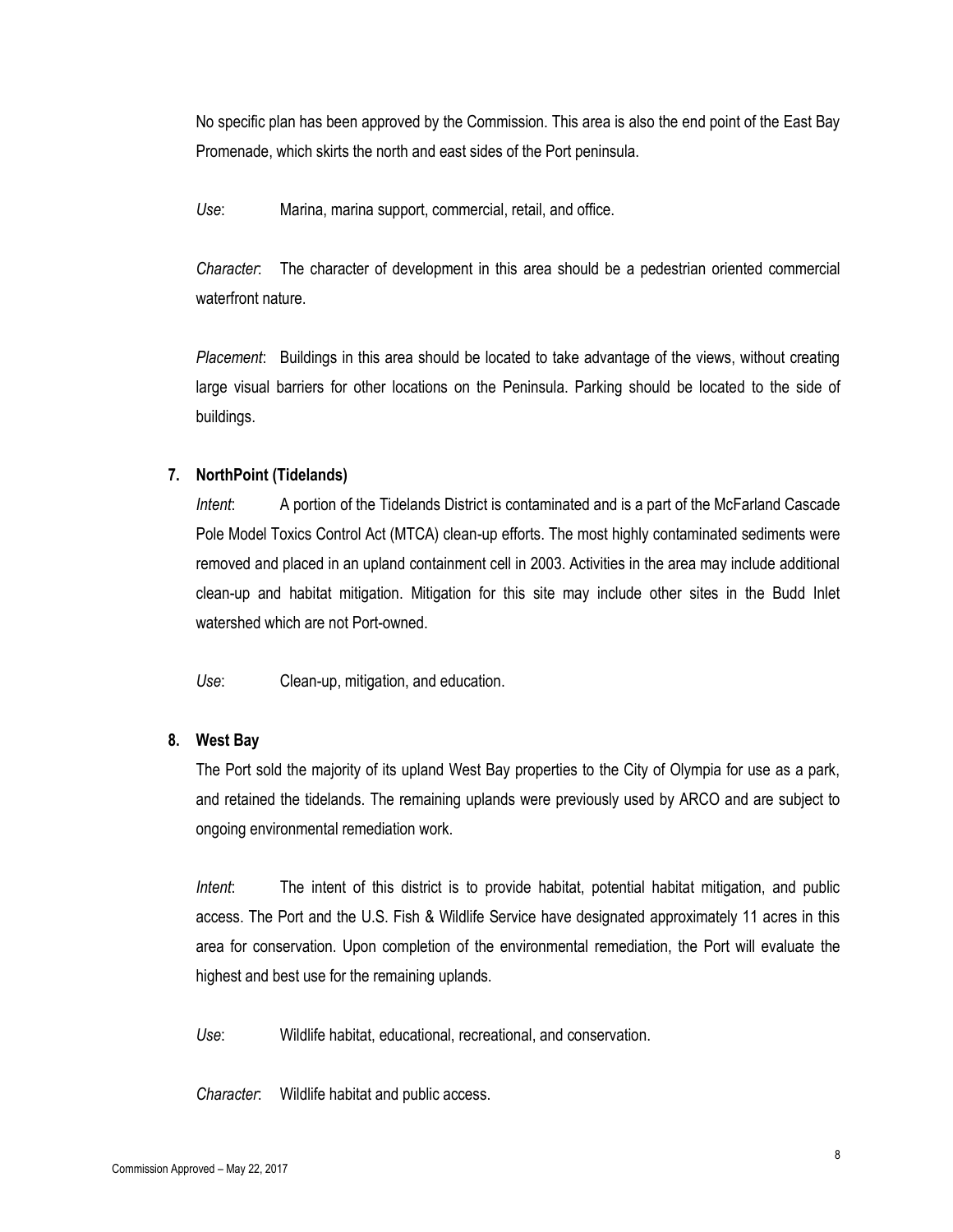No specific plan has been approved by the Commission. This area is also the end point of the East Bay Promenade, which skirts the north and east sides of the Port peninsula.

*Use*: Marina, marina support, commercial, retail, and office.

*Character*: The character of development in this area should be a pedestrian oriented commercial waterfront nature.

*Placement*: Buildings in this area should be located to take advantage of the views, without creating large visual barriers for other locations on the Peninsula. Parking should be located to the side of buildings.

**7. NorthPoint (Tidelands)**

*Intent*: A portion of the Tidelands District is contaminated and is a part of the McFarland Cascade Pole Model Toxics Control Act (MTCA) clean-up efforts. The most highly contaminated sediments were removed and placed in an upland containment cell in 2003. Activities in the area may include additional clean-up and habitat mitigation. Mitigation for this site may include other sites in the Budd Inlet watershed which are not Port-owned.

*Use*: Clean-up, mitigation, and education.

**8. West Bay**

The Port sold the majority of its upland West Bay properties to the City of Olympia for use as a park, and retained the tidelands. The remaining uplands were previously used by ARCO and are subject to ongoing environmental remediation work.

*Intent*: The intent of this district is to provide habitat, potential habitat mitigation, and public access. The Port and the U.S. Fish & Wildlife Service have designated approximately 11 acres in this area for conservation. Upon completion of the environmental remediation, the Port will evaluate the highest and best use for the remaining uplands.

*Use*: Wildlife habitat, educational, recreational, and conservation.

*Character*: Wildlife habitat and public access.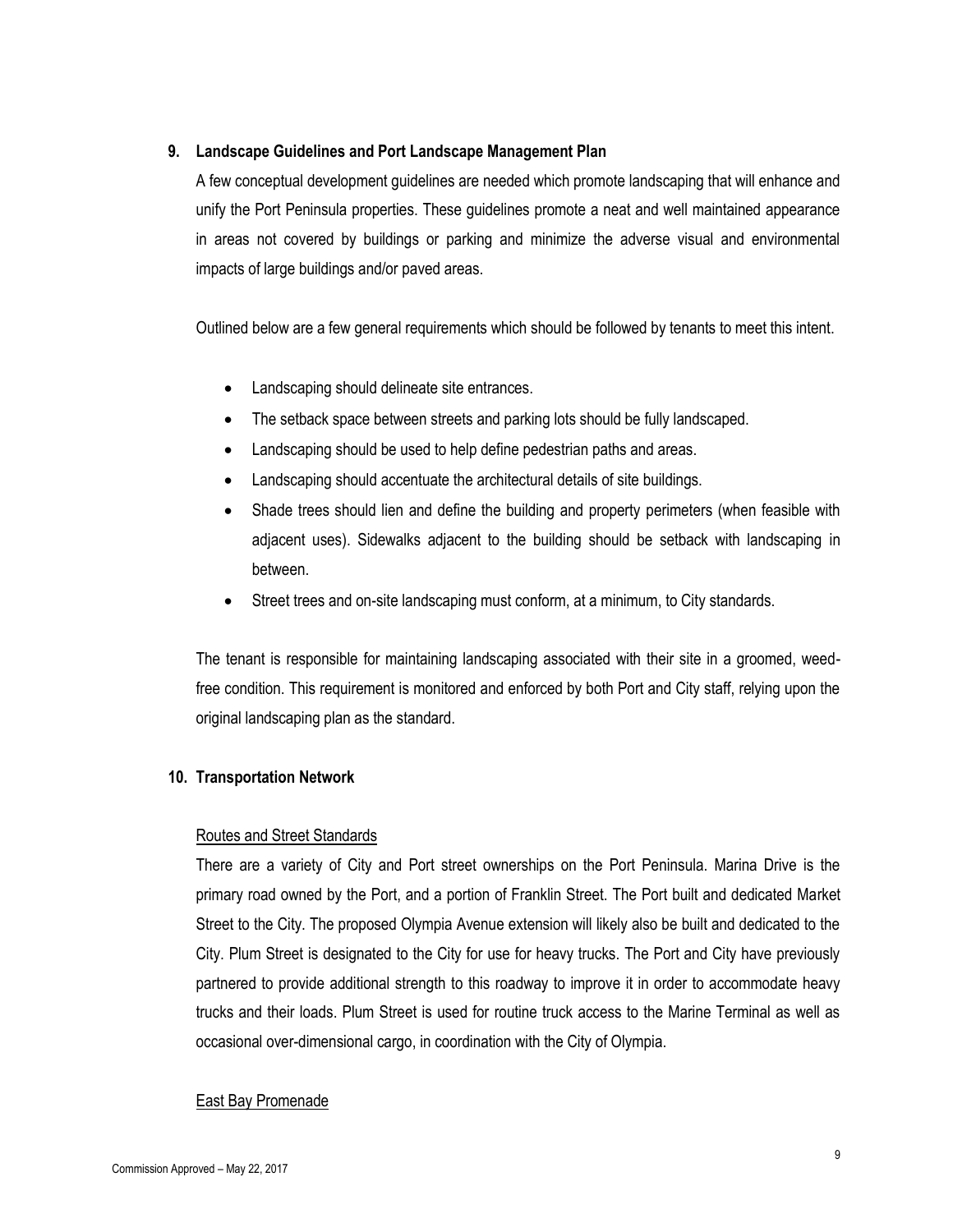## 9. Landscape Guidelines and Port Landscape Management Plan

A few conceptual development guidelines are needed which promote landscaping that will enhance and unify the Port Peninsula properties. These guidelines promote a neat and well maintained appearance in areas not covered by buildings or parking and minimize the adverse visual and environmental impacts of large buildings and/or paved areas.

Outlined below are a few general requirements which should be followed by tenants to meet this intent.

- Landscaping should delineate site entrances.
- The setback space between streets and parking lots should be fully landscaped.
- Landscaping should be used to help define pedestrian paths and areas.
- Landscaping should accentuate the architectural details of site buildings.
- Shade trees should lien and define the building and property perimeters (when feasible with adjacent uses). Sidewalks adjacent to the building should be setback with landscaping in between.
- Street trees and on-site landscaping must conform, at a minimum, to City standards.

The tenant is responsible for maintaining landscaping associated with their site in a groomed, weed-free condition. This requirement is monitored and enforced by both Port and City staff, relying upon the original landscaping plan as the standard.

## 10. Transportation Network

<u>Routes and Street Standards</u>

There are a variety of City and Port street ownerships on the Port Peninsula. Marina Drive is the primary road owned by the Port, and a portion of Franklin Street. The Port built and dedicated Market Street to the City. The proposed Olympia Avenue extension will likely also be built and dedicated to the City. Plum Street is designated to the City for use for heavy trucks. The Port and City have previously partnered to provide additional strength to this roadway to improve it in order to accommodate heavy trucks and their loads. Plum Street is used for routine truck access to the Marine Terminal as well as occasional over-dimensional cargo, in coordination with the City of Olympia.

<u>East Bay Promenade</u>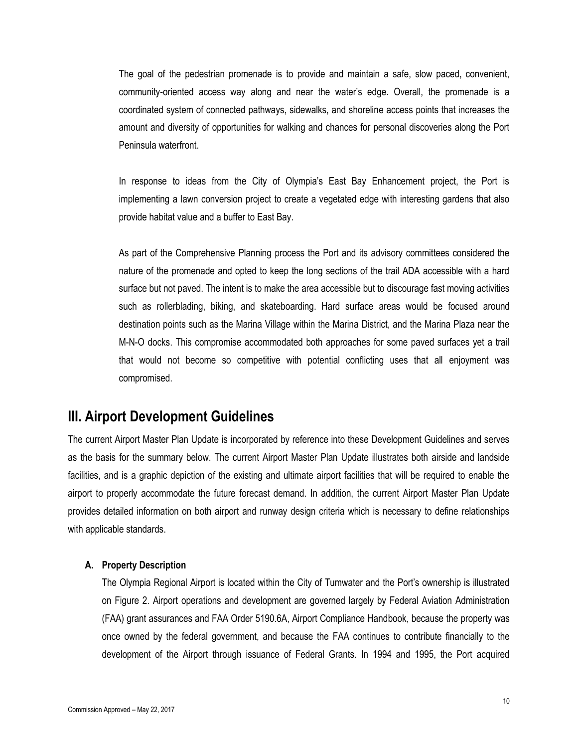The goal of the pedestrian promenade is to provide and maintain a safe, slow paced, convenient, community-oriented access way along and near the water's edge. Overall, the promenade is a coordinated system of connected pathways, sidewalks, and shoreline access points that increases the amount and diversity of opportunities for walking and chances for personal discoveries along the Port Peninsula waterfront.

In response to ideas from the City of Olympia's East Bay Enhancement project, the Port is implementing a lawn conversion project to create a vegetated edge with interesting gardens that also provide habitat value and a buffer to East Bay.

As part of the Comprehensive Planning process the Port and its advisory committees considered the nature of the promenade and opted to keep the long sections of the trail ADA accessible with a hard surface but not paved. The intent is to make the area accessible but to discourage fast moving activities such as rollerblading, biking, and skateboarding. Hard surface areas would be focused around destination points such as the Marina Village within the Marina District, and the Marina Plaza near the M-N-O docks. This compromise accommodated both approaches for some paved surfaces yet a trail that would not become so competitive with potential conflicting uses that all enjoyment was compromised.

## III. Airport Development Guidelines

The current Airport Master Plan Update is incorporated by reference into these Development Guidelines and serves as the basis for the summary below. The current Airport Master Plan Update illustrates both airside and landside facilities, and is a graphic depiction of the existing and ultimate airport facilities that will be required to enable the airport to properly accommodate the future forecast demand. In addition, the current Airport Master Plan Update provides detailed information on both airport and runway design criteria which is necessary to define relationships with applicable standards.

### A. Property Description

The Olympia Regional Airport is located within the City of Tumwater and the Port's ownership is illustrated on Figure 2. Airport operations and development are governed largely by Federal Aviation Administration (FAA) grant assurances and FAA Order 5190.6A, Airport Compliance Handbook, because the property was once owned by the federal government, and because the FAA continues to contribute financially to the development of the Airport through issuance of Federal Grants. In 1994 and 1995, the Port acquired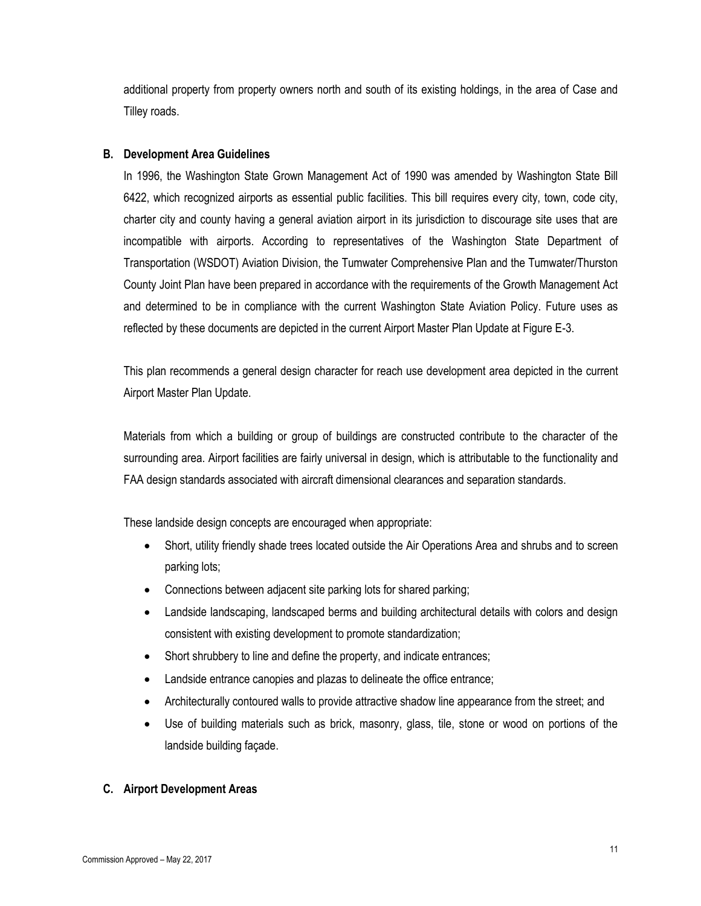additional property from property owners north and south of its existing holdings, in the area of Case and Tilley roads.

## B. Development Area Guidelines

In 1996, the Washington State Grown Management Act of 1990 was amended by Washington State Bill 6422, which recognized airports as essential public facilities. This bill requires every city, town, code city, charter city and county having a general aviation airport in its jurisdiction to discourage site uses that are incompatible with airports. According to representatives of the Washington State Department of Transportation (WSDOT) Aviation Division, the Tumwater Comprehensive Plan and the Tumwater/Thurston County Joint Plan have been prepared in accordance with the requirements of the Growth Management Act and determined to be in compliance with the current Washington State Aviation Policy. Future uses as reflected by these documents are depicted in the current Airport Master Plan Update at Figure E-3.

This plan recommends a general design character for reach use development area depicted in the current Airport Master Plan Update.

Materials from which a building or group of buildings are constructed contribute to the character of the surrounding area. Airport facilities are fairly universal in design, which is attributable to the functionality and FAA design standards associated with aircraft dimensional clearances and separation standards.

These landside design concepts are encouraged when appropriate:

- Short, utility friendly shade trees located outside the Air Operations Area and shrubs and to screen parking lots;
- Connections between adjacent site parking lots for shared parking;
- Landside landscaping, landscaped berms and building architectural details with colors and design consistent with existing development to promote standardization;
- Short shrubbery to line and define the property, and indicate entrances;
- Landside entrance canopies and plazas to delineate the office entrance;
- Architecturally contoured walls to provide attractive shadow line appearance from the street; and
- Use of building materials such as brick, masonry, glass, tile, stone or wood on portions of the landside building façade.

## C. Airport Development Areas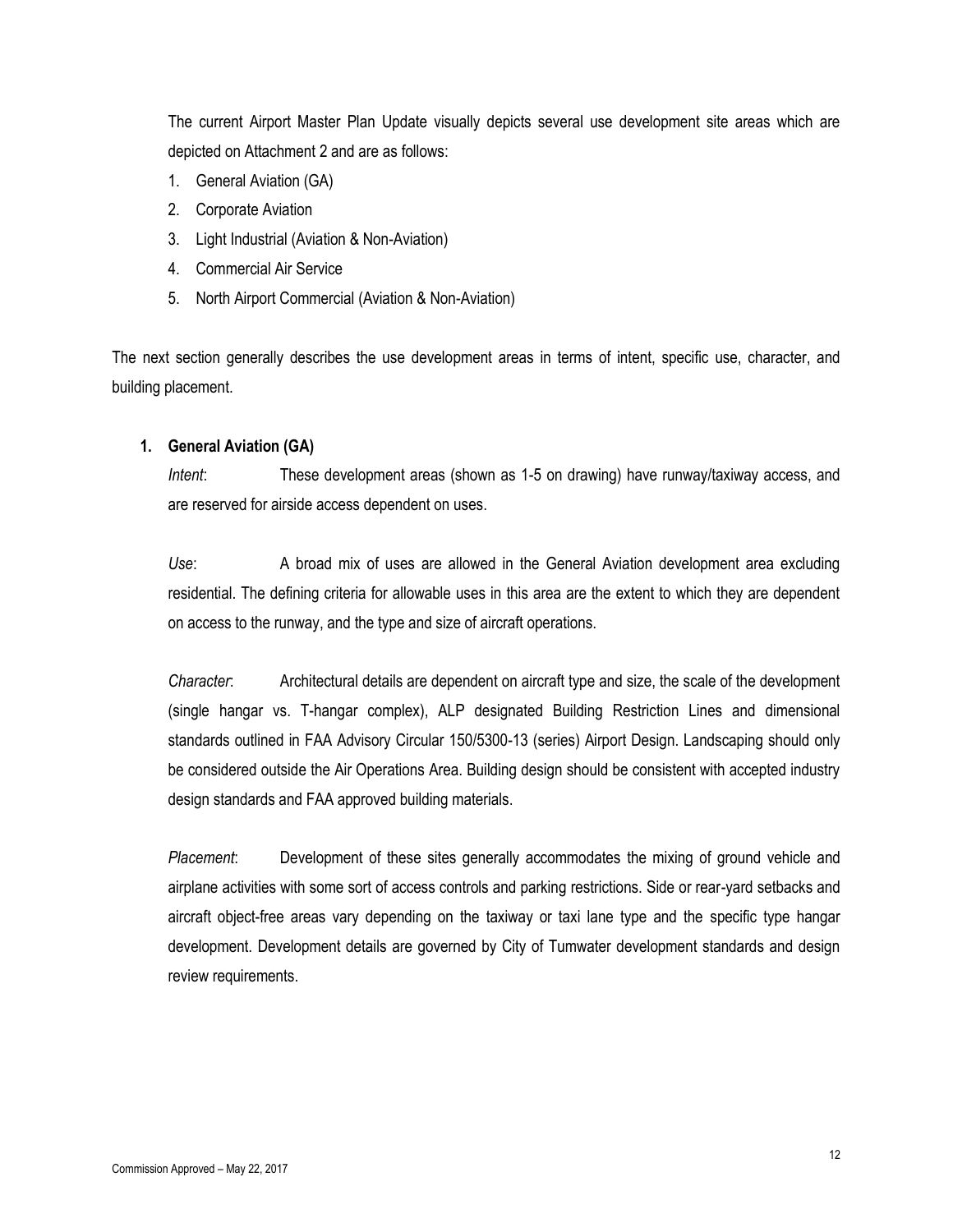The current Airport Master Plan Update visually depicts several use development site areas which are depicted on Attachment 2 and are as follows:

1. General Aviation (GA)
2. Corporate Aviation
3. Light Industrial (Aviation & Non-Aviation)
4. Commercial Air Service
5. North Airport Commercial (Aviation & Non-Aviation)

The next section generally describes the use development areas in terms of intent, specific use, character, and building placement.

### 1. General Aviation (GA)

*Intent*: These development areas (shown as 1-5 on drawing) have runway/taxiway access, and are reserved for airside access dependent on uses.

*Use*: A broad mix of uses are allowed in the General Aviation development area excluding residential. The defining criteria for allowable uses in this area are the extent to which they are dependent on access to the runway, and the type and size of aircraft operations.

*Character*: Architectural details are dependent on aircraft type and size, the scale of the development (single hangar vs. T-hangar complex), ALP designated Building Restriction Lines and dimensional standards outlined in FAA Advisory Circular 150/5300-13 (series) Airport Design. Landscaping should only be considered outside the Air Operations Area. Building design should be consistent with accepted industry design standards and FAA approved building materials.

*Placement*: Development of these sites generally accommodates the mixing of ground vehicle and airplane activities with some sort of access controls and parking restrictions. Side or rear-yard setbacks and aircraft object-free areas vary depending on the taxiway or taxi lane type and the specific type hangar development. Development details are governed by City of Tumwater development standards and design review requirements.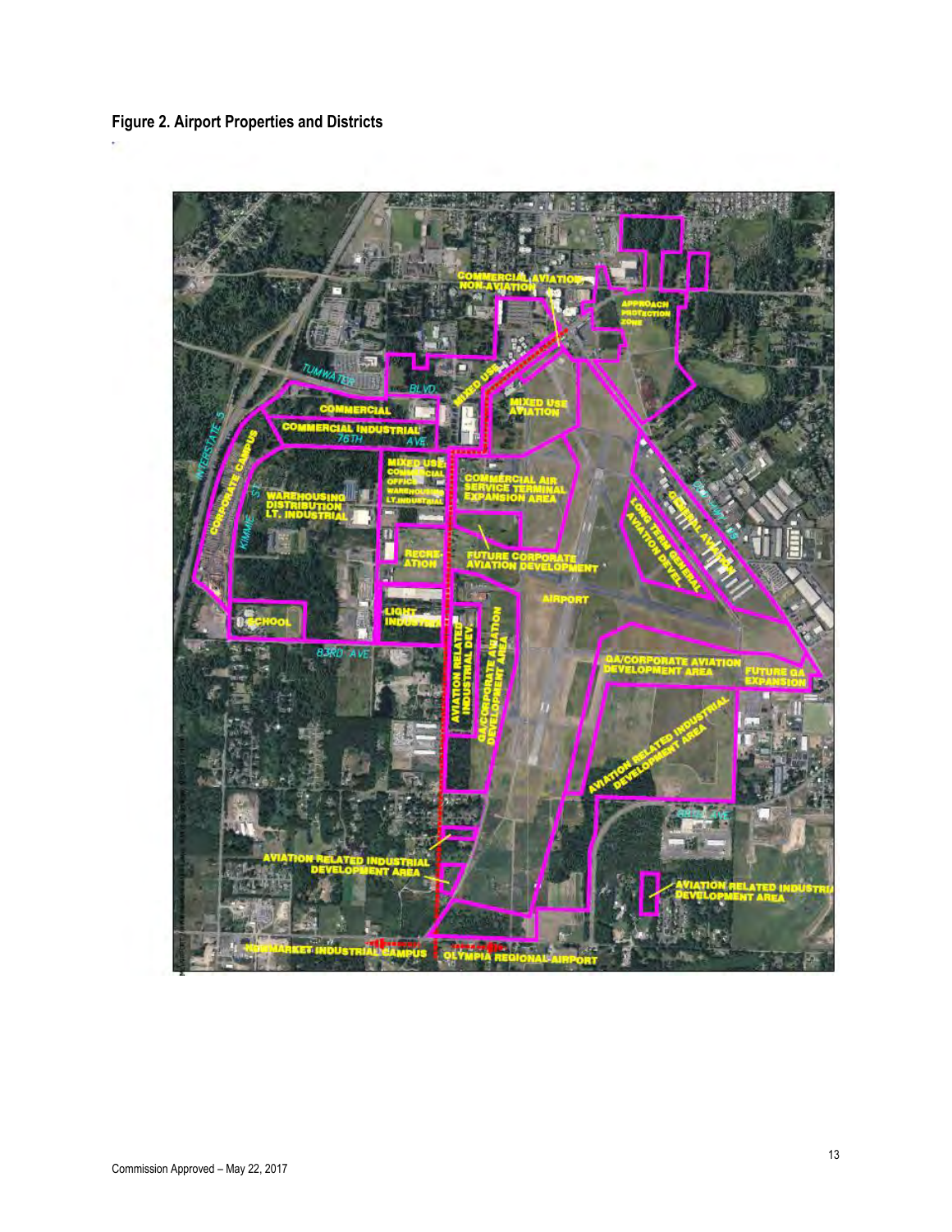**Figure 2. Airport Properties and Districts**

Commission Approved – May 22, 2017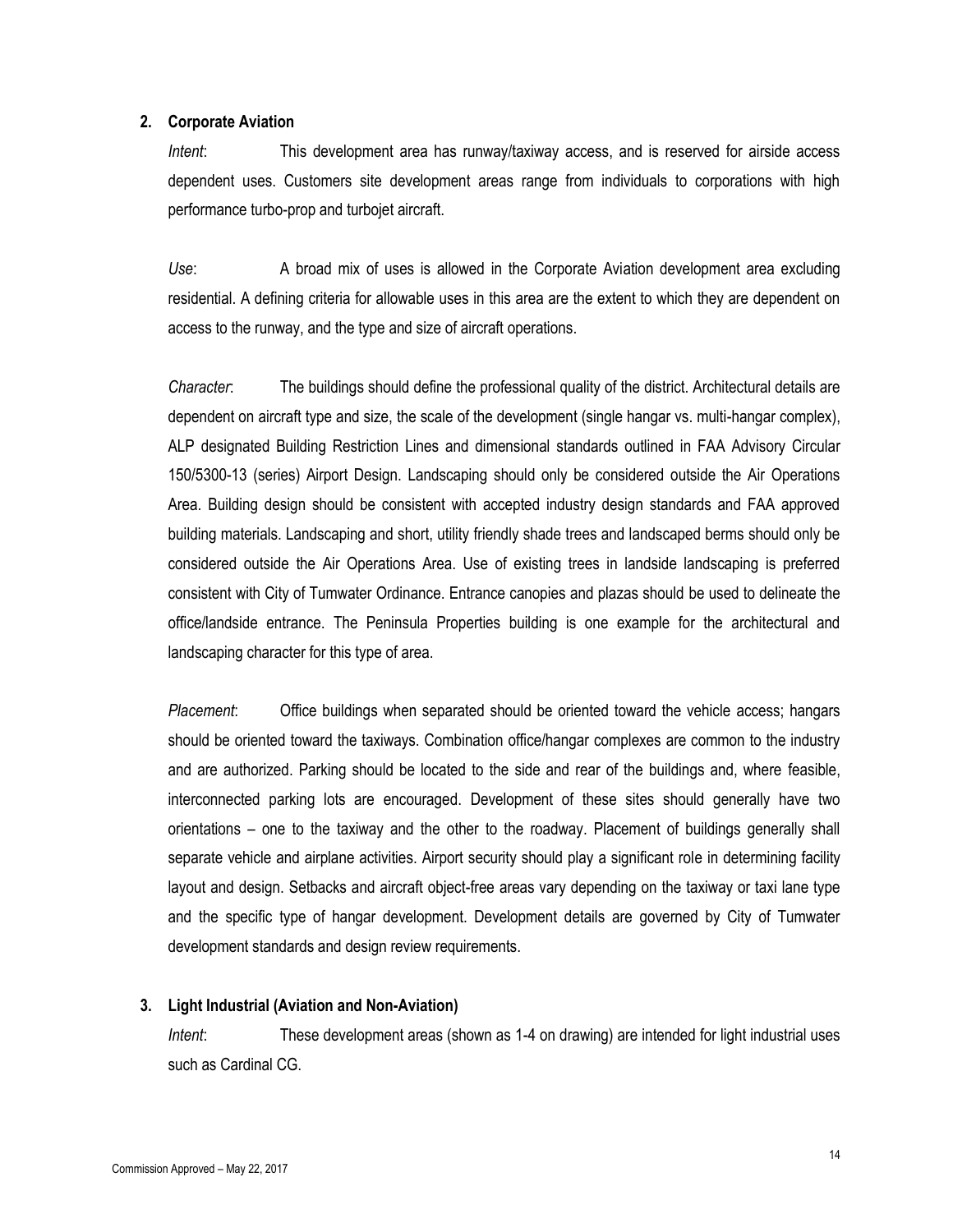## 2. Corporate Aviation

*Intent*: This development area has runway/taxiway access, and is reserved for airside access dependent uses. Customers site development areas range from individuals to corporations with high performance turbo-prop and turbojet aircraft.

*Use*: A broad mix of uses is allowed in the Corporate Aviation development area excluding residential. A defining criteria for allowable uses in this area are the extent to which they are dependent on access to the runway, and the type and size of aircraft operations.

*Character*: The buildings should define the professional quality of the district. Architectural details are dependent on aircraft type and size, the scale of the development (single hangar vs. multi-hangar complex), ALP designated Building Restriction Lines and dimensional standards outlined in FAA Advisory Circular 150/5300-13 (series) Airport Design. Landscaping should only be considered outside the Air Operations Area. Building design should be consistent with accepted industry design standards and FAA approved building materials. Landscaping and short, utility friendly shade trees and landscaped berms should only be considered outside the Air Operations Area. Use of existing trees in landside landscaping is preferred consistent with City of Tumwater Ordinance. Entrance canopies and plazas should be used to delineate the office/landside entrance. The Peninsula Properties building is one example for the architectural and landscaping character for this type of area.

*Placement*: Office buildings when separated should be oriented toward the vehicle access; hangars should be oriented toward the taxiways. Combination office/hangar complexes are common to the industry and are authorized. Parking should be located to the side and rear of the buildings and, where feasible, interconnected parking lots are encouraged. Development of these sites should generally have two orientations – one to the taxiway and the other to the roadway. Placement of buildings generally shall separate vehicle and airplane activities. Airport security should play a significant role in determining facility layout and design. Setbacks and aircraft object-free areas vary depending on the taxiway or taxi lane type and the specific type of hangar development. Development details are governed by City of Tumwater development standards and design review requirements.

## 3. Light Industrial (Aviation and Non-Aviation)

*Intent*: These development areas (shown as 1-4 on drawing) are intended for light industrial uses such as Cardinal CG.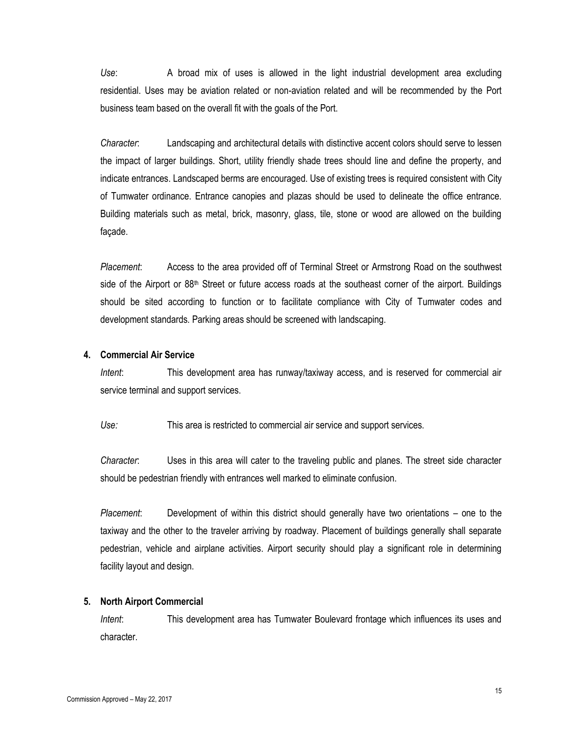*Use*: A broad mix of uses is allowed in the light industrial development area excluding residential. Uses may be aviation related or non-aviation related and will be recommended by the Port business team based on the overall fit with the goals of the Port.

*Character*: Landscaping and architectural details with distinctive accent colors should serve to lessen the impact of larger buildings. Short, utility friendly shade trees should line and define the property, and indicate entrances. Landscaped berms are encouraged. Use of existing trees is required consistent with City of Tumwater ordinance. Entrance canopies and plazas should be used to delineate the office entrance. Building materials such as metal, brick, masonry, glass, tile, stone or wood are allowed on the building façade.

*Placement*: Access to the area provided off of Terminal Street or Armstrong Road on the southwest side of the Airport or 88th Street or future access roads at the southeast corner of the airport. Buildings should be sited according to function or to facilitate compliance with City of Tumwater codes and development standards. Parking areas should be screened with landscaping.

**4. Commercial Air Service**

*Intent*: This development area has runway/taxiway access, and is reserved for commercial air service terminal and support services.

*Use:* This area is restricted to commercial air service and support services.

*Character*: Uses in this area will cater to the traveling public and planes. The street side character should be pedestrian friendly with entrances well marked to eliminate confusion.

*Placement*: Development of within this district should generally have two orientations – one to the taxiway and the other to the traveler arriving by roadway. Placement of buildings generally shall separate pedestrian, vehicle and airplane activities. Airport security should play a significant role in determining facility layout and design.

**5. North Airport Commercial**

*Intent*: This development area has Tumwater Boulevard frontage which influences its uses and character.

Commission Approved – May 22, 2017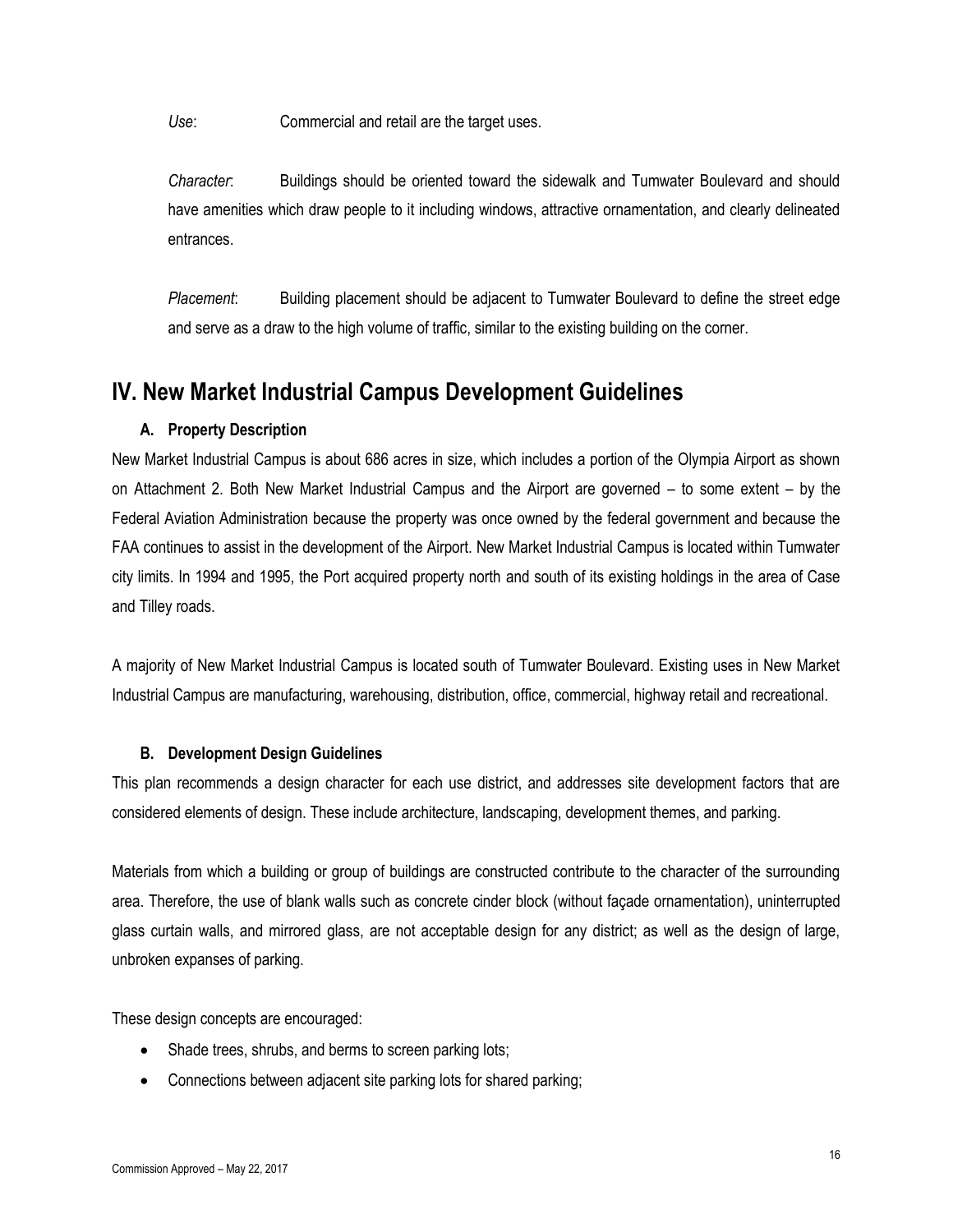*Use*: Commercial and retail are the target uses.

*Character*: Buildings should be oriented toward the sidewalk and Tumwater Boulevard and should have amenities which draw people to it including windows, attractive ornamentation, and clearly delineated entrances.

*Placement*: Building placement should be adjacent to Tumwater Boulevard to define the street edge and serve as a draw to the high volume of traffic, similar to the existing building on the corner.

## IV. New Market Industrial Campus Development Guidelines

### A. Property Description

New Market Industrial Campus is about 686 acres in size, which includes a portion of the Olympia Airport as shown on Attachment 2. Both New Market Industrial Campus and the Airport are governed – to some extent – by the Federal Aviation Administration because the property was once owned by the federal government and because the FAA continues to assist in the development of the Airport. New Market Industrial Campus is located within Tumwater city limits. In 1994 and 1995, the Port acquired property north and south of its existing holdings in the area of Case and Tilley roads.

A majority of New Market Industrial Campus is located south of Tumwater Boulevard. Existing uses in New Market Industrial Campus are manufacturing, warehousing, distribution, office, commercial, highway retail and recreational.

### B. Development Design Guidelines

This plan recommends a design character for each use district, and addresses site development factors that are considered elements of design. These include architecture, landscaping, development themes, and parking.

Materials from which a building or group of buildings are constructed contribute to the character of the surrounding area. Therefore, the use of blank walls such as concrete cinder block (without façade ornamentation), uninterrupted glass curtain walls, and mirrored glass, are not acceptable design for any district; as well as the design of large, unbroken expanses of parking.

These design concepts are encouraged:

- Shade trees, shrubs, and berms to screen parking lots;
- Connections between adjacent site parking lots for shared parking;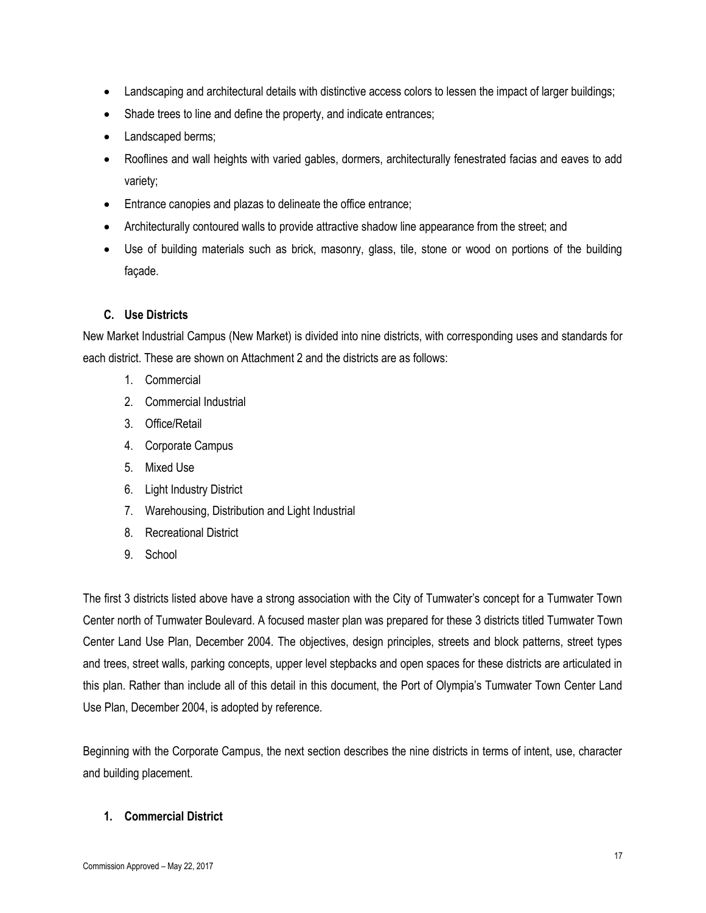- Landscaping and architectural details with distinctive access colors to lessen the impact of larger buildings;
- Shade trees to line and define the property, and indicate entrances;
- Landscaped berms;
- Rooflines and wall heights with varied gables, dormers, architecturally fenestrated facias and eaves to add variety;
- Entrance canopies and plazas to delineate the office entrance;
- Architecturally contoured walls to provide attractive shadow line appearance from the street; and
- Use of building materials such as brick, masonry, glass, tile, stone or wood on portions of the building façade.

### C. Use Districts

New Market Industrial Campus (New Market) is divided into nine districts, with corresponding uses and standards for each district. These are shown on Attachment 2 and the districts are as follows:

1. Commercial
2. Commercial Industrial
3. Office/Retail
4. Corporate Campus
5. Mixed Use
6. Light Industry District
7. Warehousing, Distribution and Light Industrial
8. Recreational District
9. School

The first 3 districts listed above have a strong association with the City of Tumwater's concept for a Tumwater Town Center north of Tumwater Boulevard. A focused master plan was prepared for these 3 districts titled Tumwater Town Center Land Use Plan, December 2004. The objectives, design principles, streets and block patterns, street types and trees, street walls, parking concepts, upper level stepbacks and open spaces for these districts are articulated in this plan. Rather than include all of this detail in this document, the Port of Olympia's Tumwater Town Center Land Use Plan, December 2004, is adopted by reference.

Beginning with the Corporate Campus, the next section describes the nine districts in terms of intent, use, character and building placement.

#### 1. Commercial District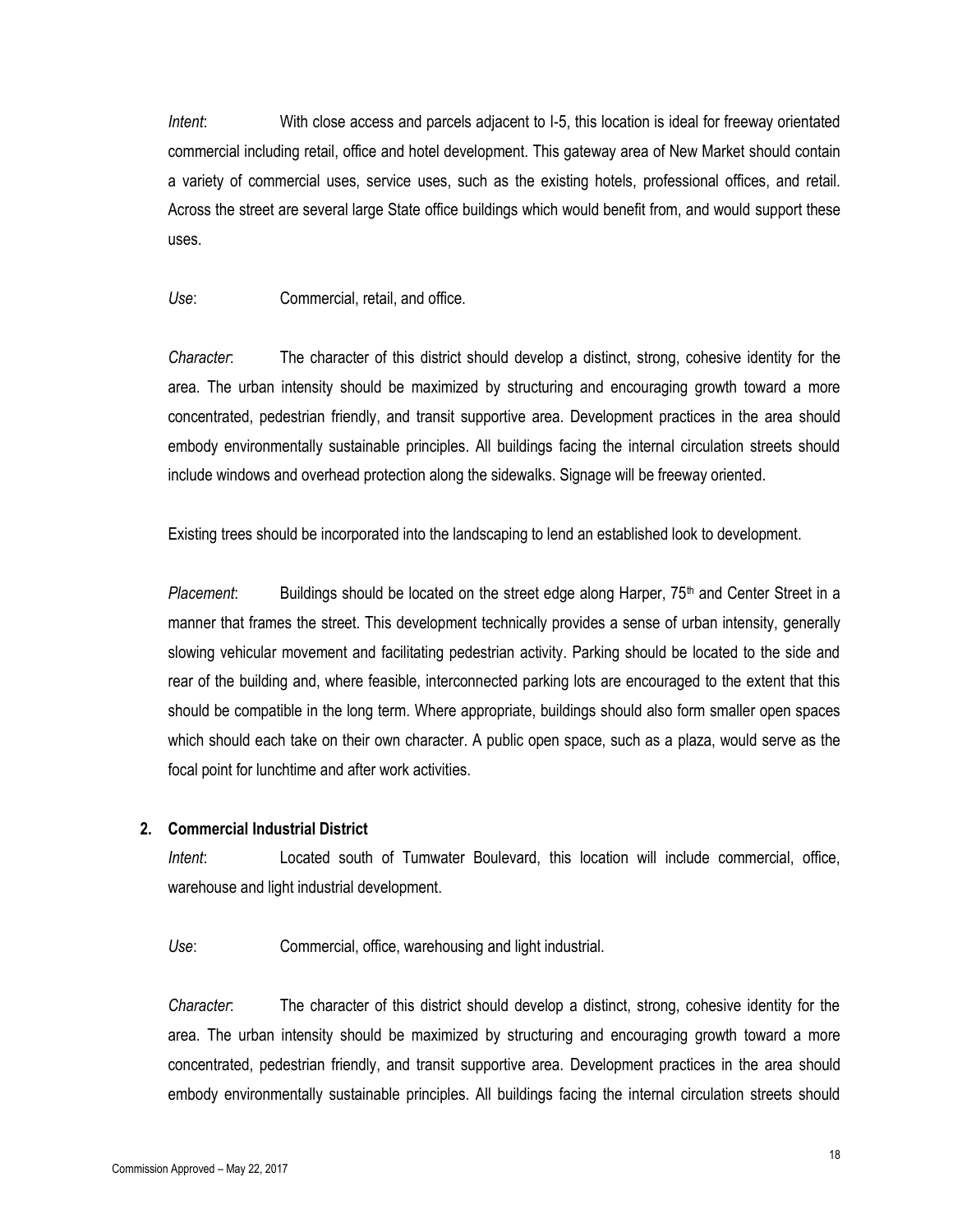*Intent*: With close access and parcels adjacent to I-5, this location is ideal for freeway orientated commercial including retail, office and hotel development. This gateway area of New Market should contain a variety of commercial uses, service uses, such as the existing hotels, professional offices, and retail. Across the street are several large State office buildings which would benefit from, and would support these uses.

*Use*: Commercial, retail, and office.

*Character*: The character of this district should develop a distinct, strong, cohesive identity for the area. The urban intensity should be maximized by structuring and encouraging growth toward a more concentrated, pedestrian friendly, and transit supportive area. Development practices in the area should embody environmentally sustainable principles. All buildings facing the internal circulation streets should include windows and overhead protection along the sidewalks. Signage will be freeway oriented.

Existing trees should be incorporated into the landscaping to lend an established look to development.

*Placement*: Buildings should be located on the street edge along Harper, 75th and Center Street in a manner that frames the street. This development technically provides a sense of urban intensity, generally slowing vehicular movement and facilitating pedestrian activity. Parking should be located to the side and rear of the building and, where feasible, interconnected parking lots are encouraged to the extent that this should be compatible in the long term. Where appropriate, buildings should also form smaller open spaces which should each take on their own character. A public open space, such as a plaza, would serve as the focal point for lunchtime and after work activities.

**2. Commercial Industrial District**

*Intent*: Located south of Tumwater Boulevard, this location will include commercial, office, warehouse and light industrial development.

*Use*: Commercial, office, warehousing and light industrial.

*Character*: The character of this district should develop a distinct, strong, cohesive identity for the area. The urban intensity should be maximized by structuring and encouraging growth toward a more concentrated, pedestrian friendly, and transit supportive area. Development practices in the area should embody environmentally sustainable principles. All buildings facing the internal circulation streets should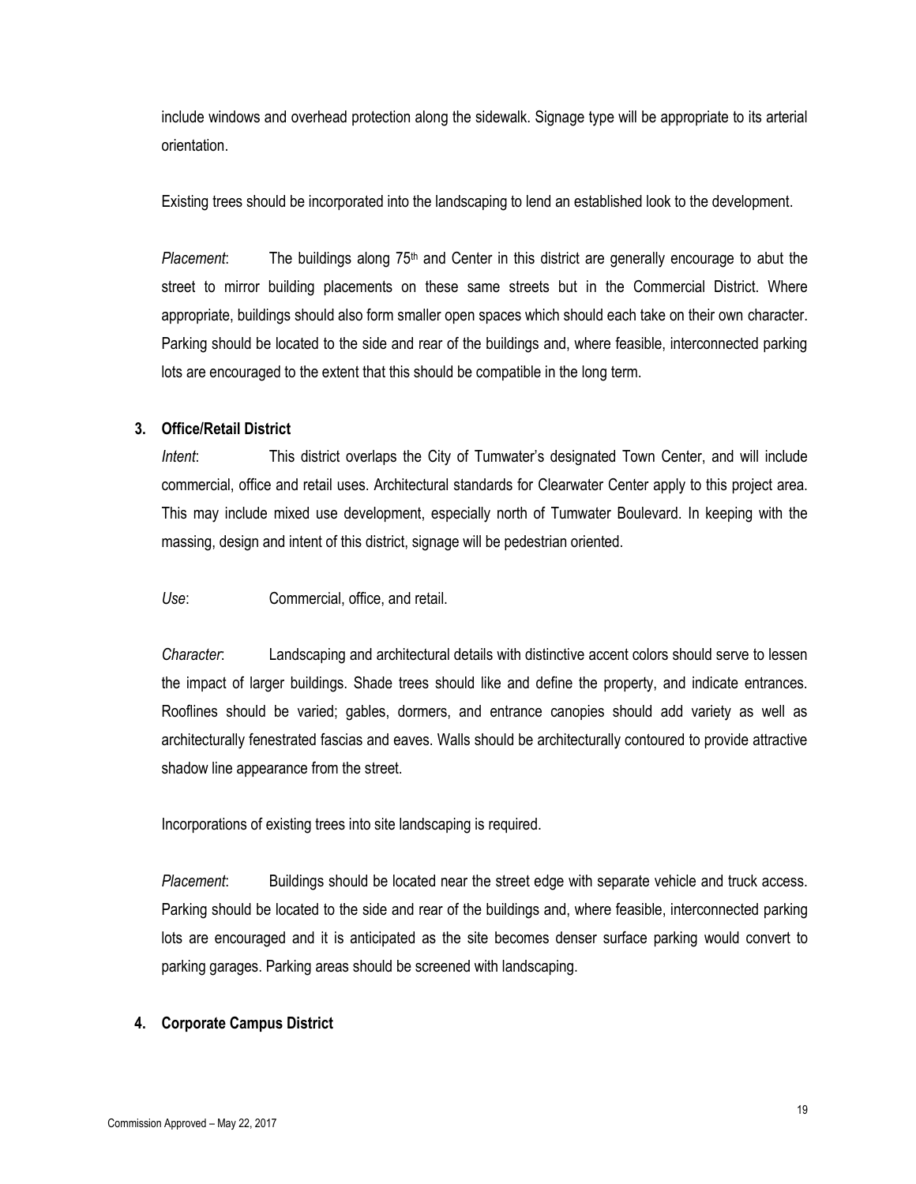include windows and overhead protection along the sidewalk. Signage type will be appropriate to its arterial orientation.

Existing trees should be incorporated into the landscaping to lend an established look to the development.

*Placement*: The buildings along 75th and Center in this district are generally encourage to abut the street to mirror building placements on these same streets but in the Commercial District. Where appropriate, buildings should also form smaller open spaces which should each take on their own character. Parking should be located to the side and rear of the buildings and, where feasible, interconnected parking lots are encouraged to the extent that this should be compatible in the long term.

**3. Office/Retail District**

*Intent*: This district overlaps the City of Tumwater's designated Town Center, and will include commercial, office and retail uses. Architectural standards for Clearwater Center apply to this project area. This may include mixed use development, especially north of Tumwater Boulevard. In keeping with the massing, design and intent of this district, signage will be pedestrian oriented.

*Use*: Commercial, office, and retail.

*Character*: Landscaping and architectural details with distinctive accent colors should serve to lessen the impact of larger buildings. Shade trees should like and define the property, and indicate entrances. Rooflines should be varied; gables, dormers, and entrance canopies should add variety as well as architecturally fenestrated fascias and eaves. Walls should be architecturally contoured to provide attractive shadow line appearance from the street.

Incorporations of existing trees into site landscaping is required.

*Placement*: Buildings should be located near the street edge with separate vehicle and truck access. Parking should be located to the side and rear of the buildings and, where feasible, interconnected parking lots are encouraged and it is anticipated as the site becomes denser surface parking would convert to parking garages. Parking areas should be screened with landscaping.

**4. Corporate Campus District**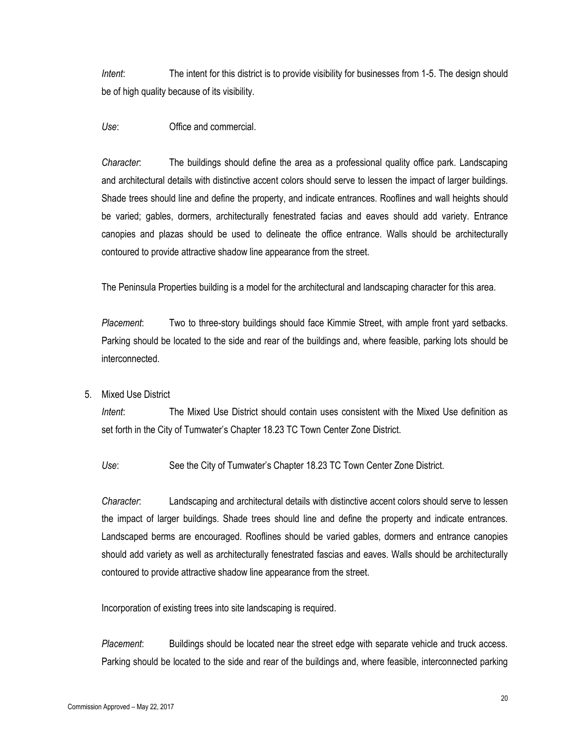*Intent*: The intent for this district is to provide visibility for businesses from 1-5. The design should be of high quality because of its visibility.

*Use*: Office and commercial.

*Character*: The buildings should define the area as a professional quality office park. Landscaping and architectural details with distinctive accent colors should serve to lessen the impact of larger buildings. Shade trees should line and define the property, and indicate entrances. Rooflines and wall heights should be varied; gables, dormers, architecturally fenestrated facias and eaves should add variety. Entrance canopies and plazas should be used to delineate the office entrance. Walls should be architecturally contoured to provide attractive shadow line appearance from the street.

The Peninsula Properties building is a model for the architectural and landscaping character for this area.

*Placement*: Two to three-story buildings should face Kimmie Street, with ample front yard setbacks. Parking should be located to the side and rear of the buildings and, where feasible, parking lots should be interconnected.

5. Mixed Use District

   *Intent*: The Mixed Use District should contain uses consistent with the Mixed Use definition as set forth in the City of Tumwater's Chapter 18.23 TC Town Center Zone District.

   *Use*: See the City of Tumwater's Chapter 18.23 TC Town Center Zone District.

   *Character*: Landscaping and architectural details with distinctive accent colors should serve to lessen the impact of larger buildings. Shade trees should line and define the property and indicate entrances. Landscaped berms are encouraged. Rooflines should be varied gables, dormers and entrance canopies should add variety as well as architecturally fenestrated fascias and eaves. Walls should be architecturally contoured to provide attractive shadow line appearance from the street.

   Incorporation of existing trees into site landscaping is required.

   *Placement*: Buildings should be located near the street edge with separate vehicle and truck access. Parking should be located to the side and rear of the buildings and, where feasible, interconnected parking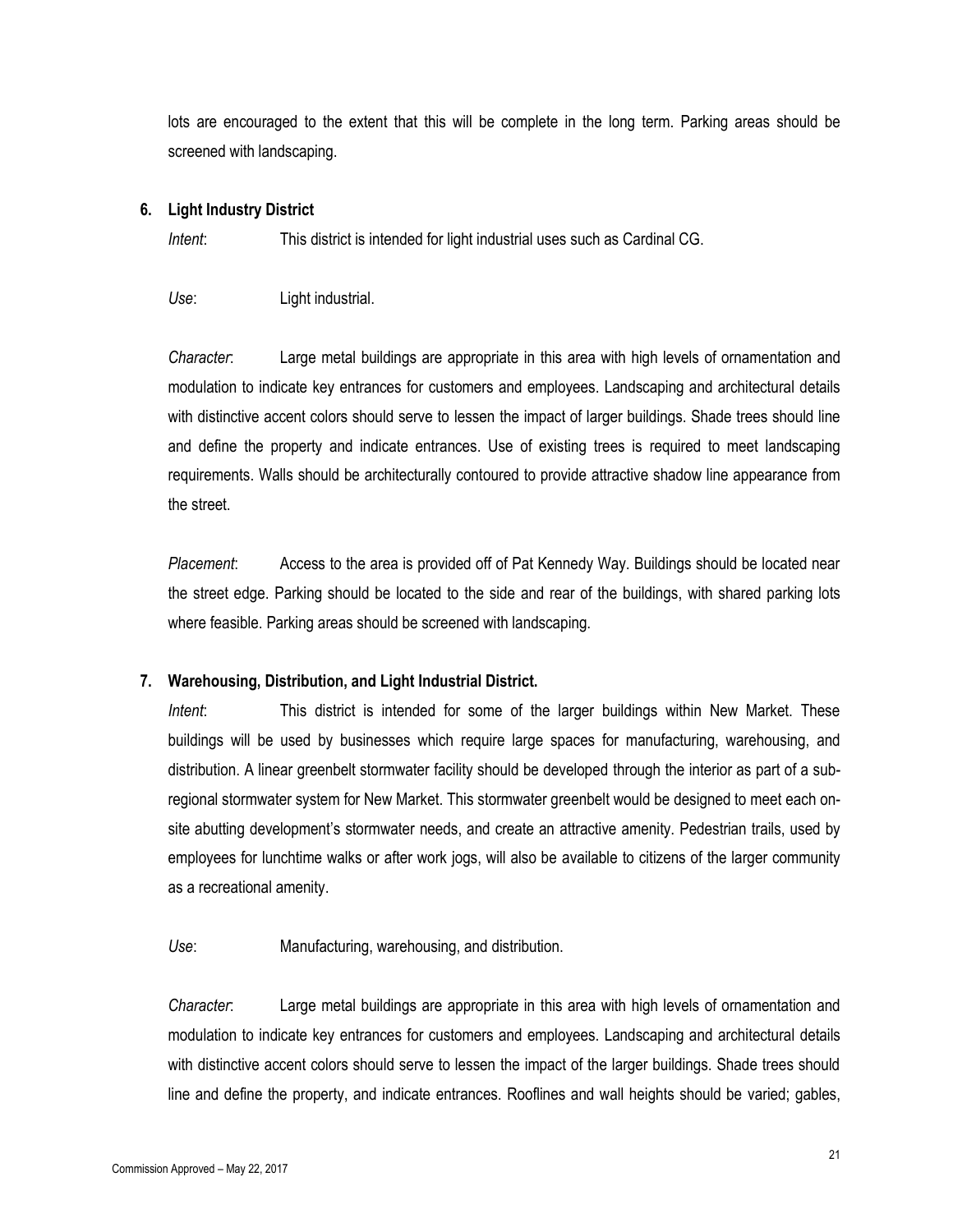lots are encouraged to the extent that this will be complete in the long term. Parking areas should be screened with landscaping.

**6. Light Industry District**

*Intent*: This district is intended for light industrial uses such as Cardinal CG.

*Use*: Light industrial.

*Character*: Large metal buildings are appropriate in this area with high levels of ornamentation and modulation to indicate key entrances for customers and employees. Landscaping and architectural details with distinctive accent colors should serve to lessen the impact of larger buildings. Shade trees should line and define the property and indicate entrances. Use of existing trees is required to meet landscaping requirements. Walls should be architecturally contoured to provide attractive shadow line appearance from the street.

*Placement*: Access to the area is provided off of Pat Kennedy Way. Buildings should be located near the street edge. Parking should be located to the side and rear of the buildings, with shared parking lots where feasible. Parking areas should be screened with landscaping.

**7. Warehousing, Distribution, and Light Industrial District.**

*Intent*: This district is intended for some of the larger buildings within New Market. These buildings will be used by businesses which require large spaces for manufacturing, warehousing, and distribution. A linear greenbelt stormwater facility should be developed through the interior as part of a sub-regional stormwater system for New Market. This stormwater greenbelt would be designed to meet each on-site abutting development's stormwater needs, and create an attractive amenity. Pedestrian trails, used by employees for lunchtime walks or after work jogs, will also be available to citizens of the larger community as a recreational amenity.

*Use*: Manufacturing, warehousing, and distribution.

*Character*: Large metal buildings are appropriate in this area with high levels of ornamentation and modulation to indicate key entrances for customers and employees. Landscaping and architectural details with distinctive accent colors should serve to lessen the impact of the larger buildings. Shade trees should line and define the property, and indicate entrances. Rooflines and wall heights should be varied; gables,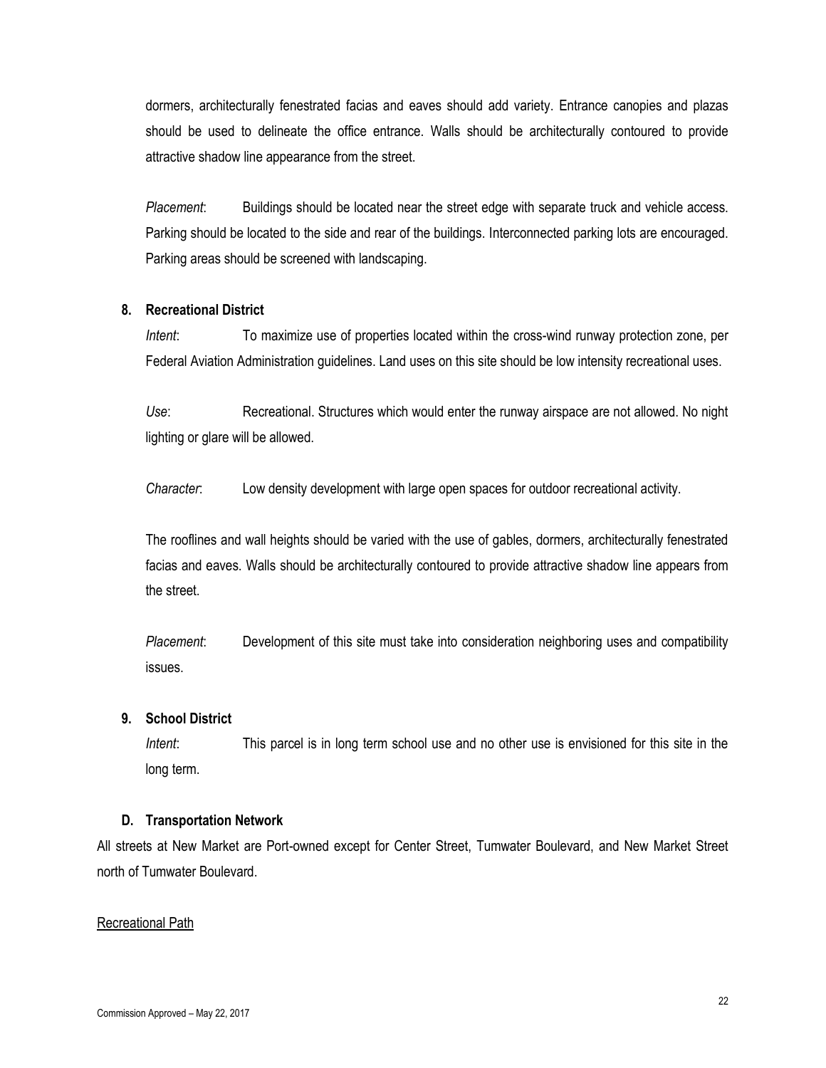dormers, architecturally fenestrated facias and eaves should add variety. Entrance canopies and plazas should be used to delineate the office entrance. Walls should be architecturally contoured to provide attractive shadow line appearance from the street.

*Placement*: Buildings should be located near the street edge with separate truck and vehicle access. Parking should be located to the side and rear of the buildings. Interconnected parking lots are encouraged. Parking areas should be screened with landscaping.

**8. Recreational District**

*Intent*: To maximize use of properties located within the cross-wind runway protection zone, per Federal Aviation Administration guidelines. Land uses on this site should be low intensity recreational uses.

*Use*: Recreational. Structures which would enter the runway airspace are not allowed. No night lighting or glare will be allowed.

*Character*: Low density development with large open spaces for outdoor recreational activity.

The rooflines and wall heights should be varied with the use of gables, dormers, architecturally fenestrated facias and eaves. Walls should be architecturally contoured to provide attractive shadow line appears from the street.

*Placement*: Development of this site must take into consideration neighboring uses and compatibility issues.

**9. School District**

*Intent*: This parcel is in long term school use and no other use is envisioned for this site in the long term.

### D. Transportation Network

All streets at New Market are Port-owned except for Center Street, Tumwater Boulevard, and New Market Street north of Tumwater Boulevard.

<u>Recreational Path</u>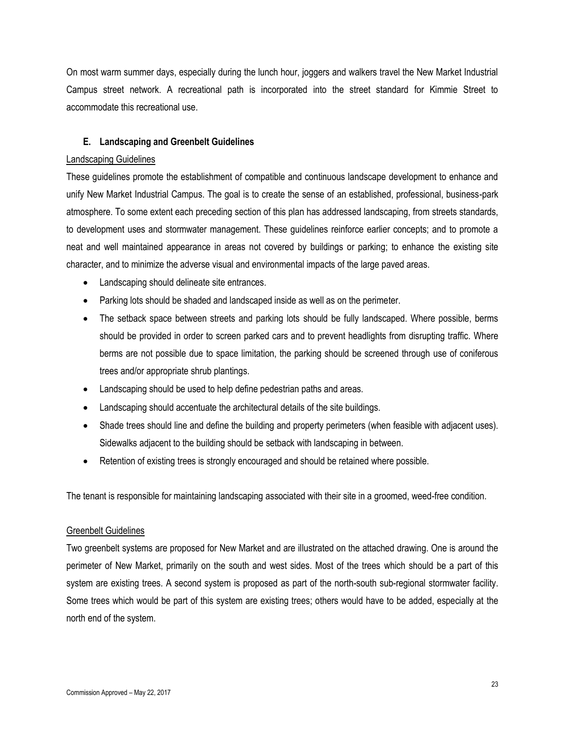On most warm summer days, especially during the lunch hour, joggers and walkers travel the New Market Industrial Campus street network. A recreational path is incorporated into the street standard for Kimmie Street to accommodate this recreational use.

### E. Landscaping and Greenbelt Guidelines

<u>Landscaping Guidelines</u>

These guidelines promote the establishment of compatible and continuous landscape development to enhance and unify New Market Industrial Campus. The goal is to create the sense of an established, professional, business-park atmosphere. To some extent each preceding section of this plan has addressed landscaping, from streets standards, to development uses and stormwater management. These guidelines reinforce earlier concepts; and to promote a neat and well maintained appearance in areas not covered by buildings or parking; to enhance the existing site character, and to minimize the adverse visual and environmental impacts of the large paved areas.

- Landscaping should delineate site entrances.
- Parking lots should be shaded and landscaped inside as well as on the perimeter.
- The setback space between streets and parking lots should be fully landscaped. Where possible, berms should be provided in order to screen parked cars and to prevent headlights from disrupting traffic. Where berms are not possible due to space limitation, the parking should be screened through use of coniferous trees and/or appropriate shrub plantings.
- Landscaping should be used to help define pedestrian paths and areas.
- Landscaping should accentuate the architectural details of the site buildings.
- Shade trees should line and define the building and property perimeters (when feasible with adjacent uses). Sidewalks adjacent to the building should be setback with landscaping in between.
- Retention of existing trees is strongly encouraged and should be retained where possible.

The tenant is responsible for maintaining landscaping associated with their site in a groomed, weed-free condition.

<u>Greenbelt Guidelines</u>

Two greenbelt systems are proposed for New Market and are illustrated on the attached drawing. One is around the perimeter of New Market, primarily on the south and west sides. Most of the trees which should be a part of this system are existing trees. A second system is proposed as part of the north-south sub-regional stormwater facility. Some trees which would be part of this system are existing trees; others would have to be added, especially at the north end of the system.

Commission Approved – May 22, 2017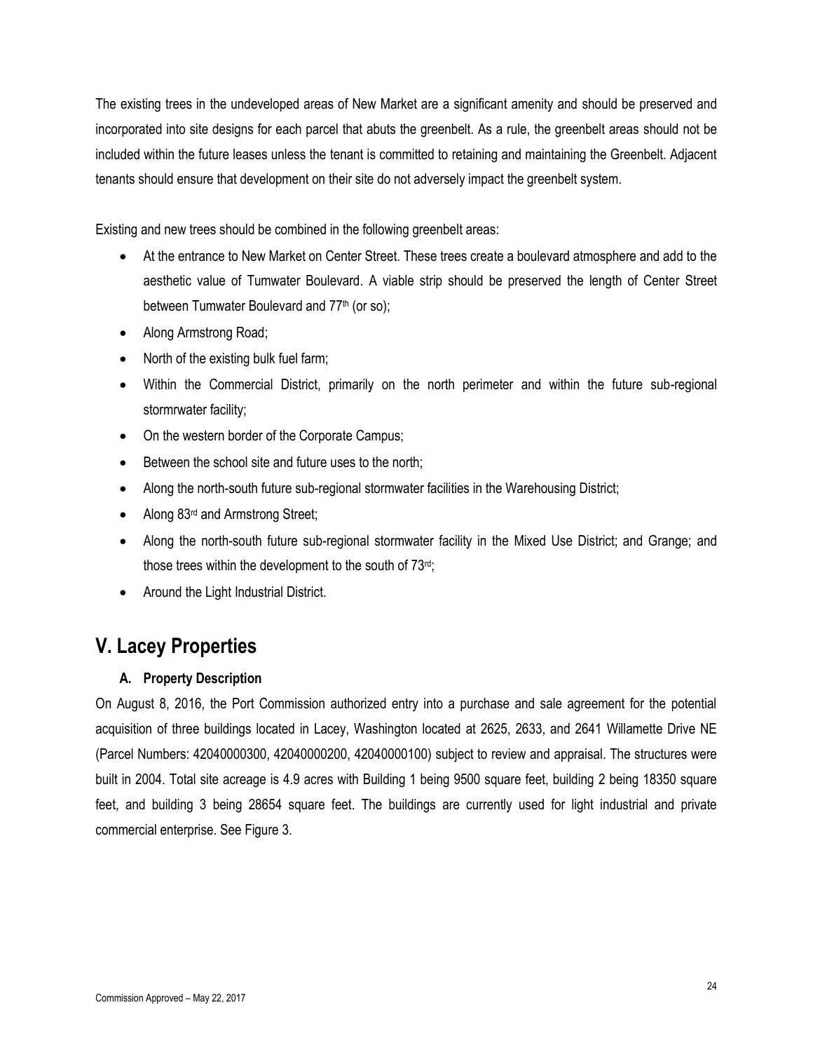The existing trees in the undeveloped areas of New Market are a significant amenity and should be preserved and incorporated into site designs for each parcel that abuts the greenbelt. As a rule, the greenbelt areas should not be included within the future leases unless the tenant is committed to retaining and maintaining the Greenbelt. Adjacent tenants should ensure that development on their site do not adversely impact the greenbelt system.

Existing and new trees should be combined in the following greenbelt areas:

- At the entrance to New Market on Center Street. These trees create a boulevard atmosphere and add to the aesthetic value of Tumwater Boulevard. A viable strip should be preserved the length of Center Street between Tumwater Boulevard and 77th (or so);
- Along Armstrong Road;
- North of the existing bulk fuel farm;
- Within the Commercial District, primarily on the north perimeter and within the future sub-regional stormrwater facility;
- On the western border of the Corporate Campus;
- Between the school site and future uses to the north;
- Along the north-south future sub-regional stormwater facilities in the Warehousing District;
- Along 83rd and Armstrong Street;
- Along the north-south future sub-regional stormwater facility in the Mixed Use District; and Grange; and those trees within the development to the south of 73rd;
- Around the Light Industrial District.

# V. Lacey Properties

### A. Property Description

On August 8, 2016, the Port Commission authorized entry into a purchase and sale agreement for the potential acquisition of three buildings located in Lacey, Washington located at 2625, 2633, and 2641 Willamette Drive NE (Parcel Numbers: 42040000300, 42040000200, 42040000100) subject to review and appraisal. The structures were built in 2004. Total site acreage is 4.9 acres with Building 1 being 9500 square feet, building 2 being 18350 square feet, and building 3 being 28654 square feet. The buildings are currently used for light industrial and private commercial enterprise. See Figure 3.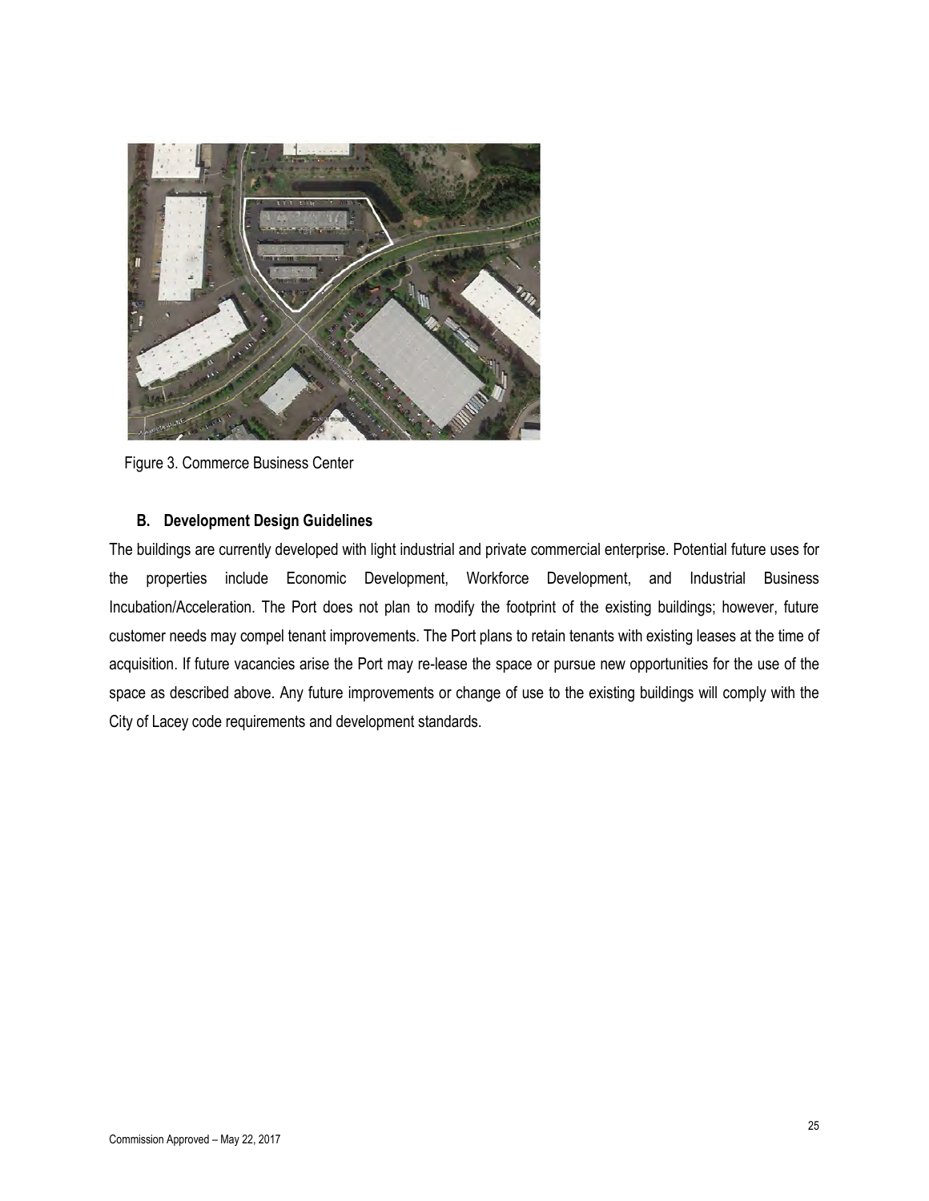Figure 3. Commerce Business Center

### B. Development Design Guidelines

The buildings are currently developed with light industrial and private commercial enterprise. Potential future uses for the properties include Economic Development, Workforce Development, and Industrial Business Incubation/Acceleration. The Port does not plan to modify the footprint of the existing buildings; however, future customer needs may compel tenant improvements. The Port plans to retain tenants with existing leases at the time of acquisition. If future vacancies arise the Port may re-lease the space or pursue new opportunities for the use of the space as described above. Any future improvements or change of use to the existing buildings will comply with the City of Lacey code requirements and development standards.